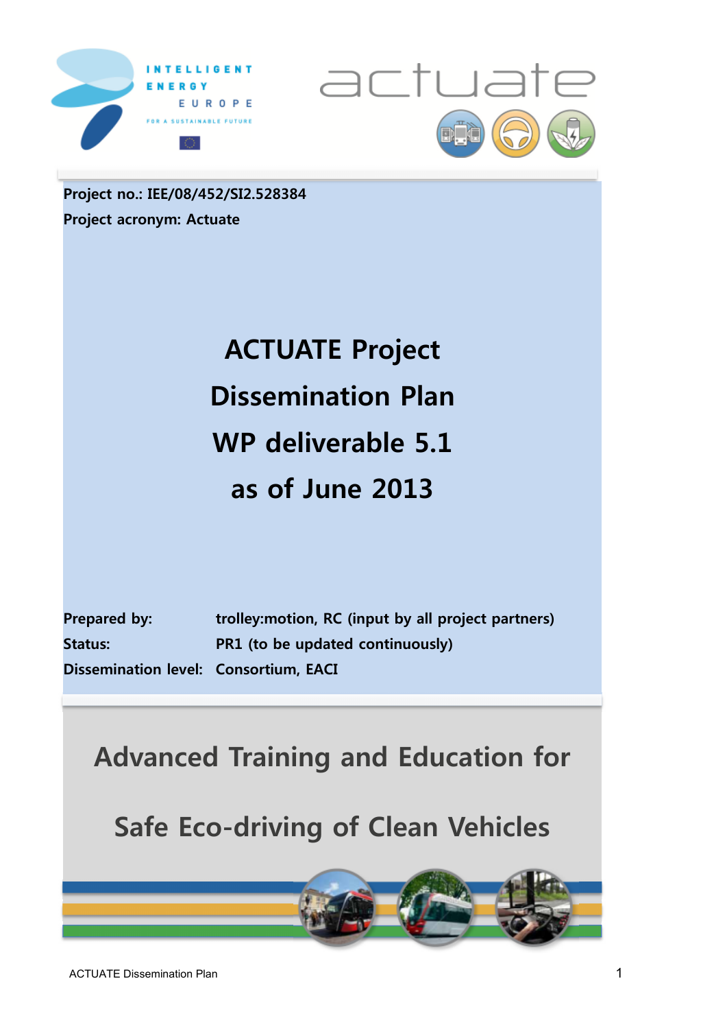Project no.: IEE/08/452/SI2.528384

Project acronym: Actuate

# ACTUATE Project Dissemination Plan WP deliverable 5.1 as of June 2013

**Prepared by:** trolley:motion, RC (input by all project partners)

**Status:** PR1 (to be updated continuously)

**Dissemination level:** Consortium, EACI

## Advanced Training and Education for Safe Eco-driving of Clean Vehicles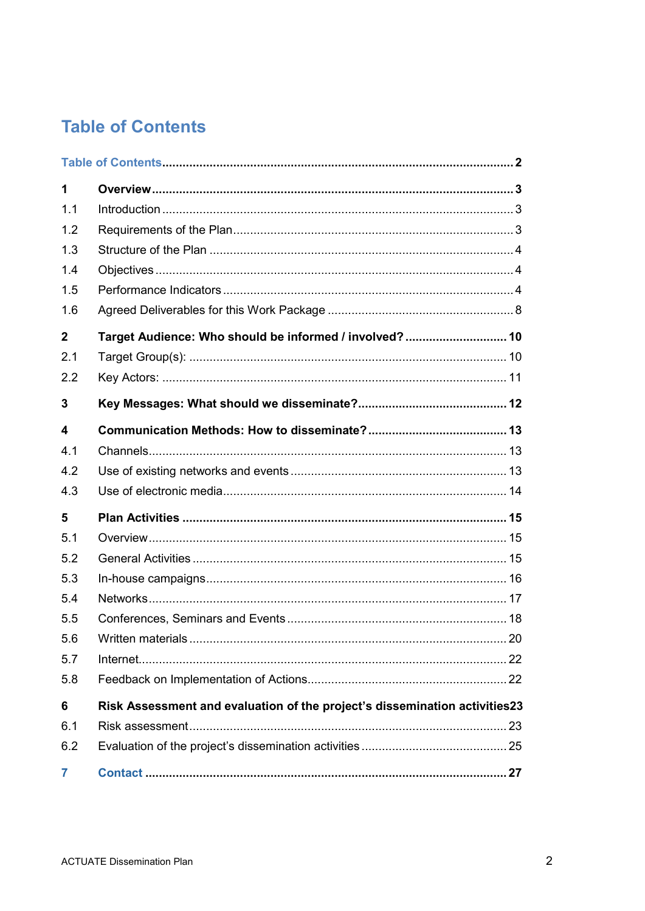# Table of Contents

Table of Contents ..... 2

**1 Overview** ..... **3**

1.1 Introduction ..... 3

1.2 Requirements of the Plan ..... 3

1.3 Structure of the Plan ..... 4

1.4 Objectives ..... 4

1.5 Performance Indicators ..... 4

1.6 Agreed Deliverables for this Work Package ..... 8

**2 Target Audience: Who should be informed / involved?** ..... **10**

2.1 Target Group(s): ..... 10

2.2 Key Actors: ..... 11

**3 Key Messages: What should we disseminate?** ..... **12**

**4 Communication Methods: How to disseminate?** ..... **13**

4.1 Channels ..... 13

4.2 Use of existing networks and events ..... 13

4.3 Use of electronic media ..... 14

**5 Plan Activities** ..... **15**

5.1 Overview ..... 15

5.2 General Activities ..... 15

5.3 In-house campaigns ..... 16

5.4 Networks ..... 17

5.5 Conferences, Seminars and Events ..... 18

5.6 Written materials ..... 20

5.7 Internet ..... 22

5.8 Feedback on Implementation of Actions ..... 22

**6 Risk Assessment and evaluation of the project's dissemination activities** ..... **23**

6.1 Risk assessment ..... 23

6.2 Evaluation of the project's dissemination activities ..... 25

**7 Contact** ..... **27**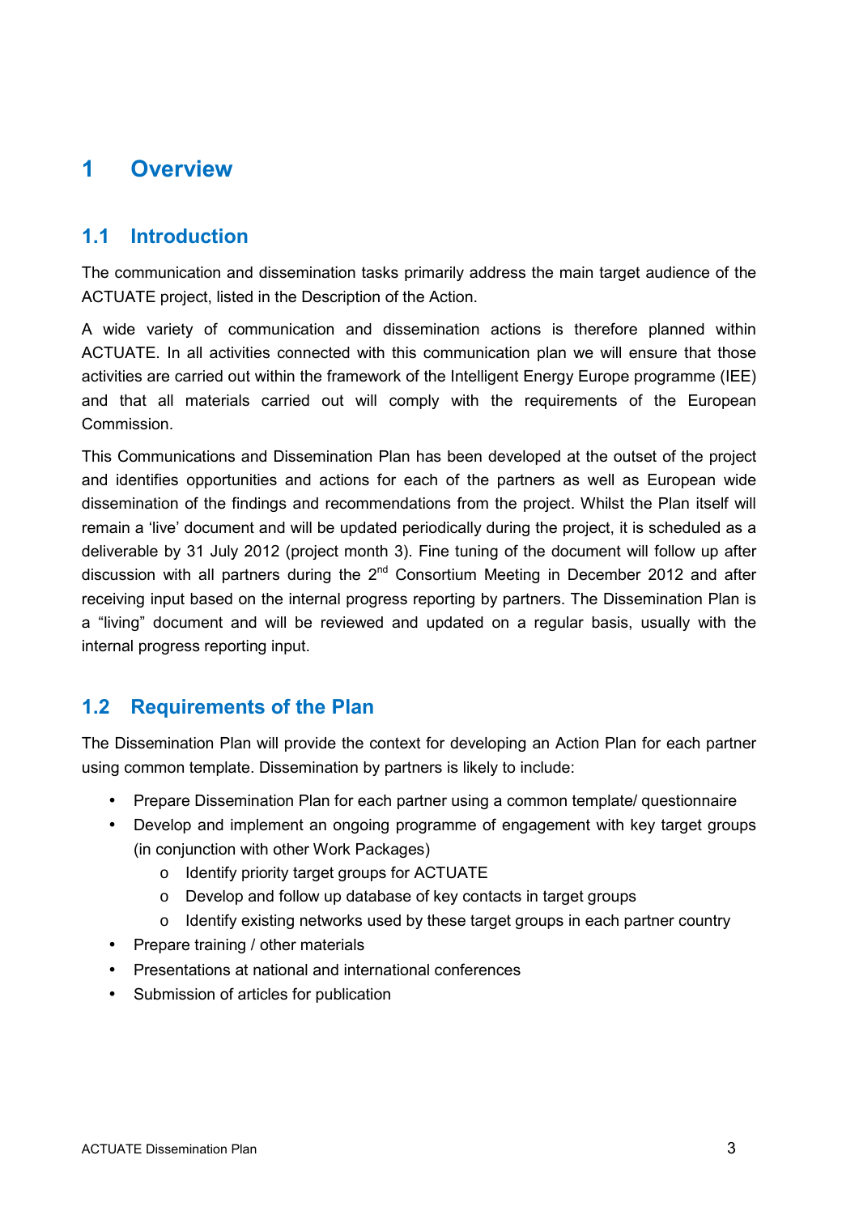# 1 Overview

## 1.1 Introduction

The communication and dissemination tasks primarily address the main target audience of the ACTUATE project, listed in the Description of the Action.

A wide variety of communication and dissemination actions is therefore planned within ACTUATE. In all activities connected with this communication plan we will ensure that those activities are carried out within the framework of the Intelligent Energy Europe programme (IEE) and that all materials carried out will comply with the requirements of the European Commission.

This Communications and Dissemination Plan has been developed at the outset of the project and identifies opportunities and actions for each of the partners as well as European wide dissemination of the findings and recommendations from the project. Whilst the Plan itself will remain a 'live' document and will be updated periodically during the project, it is scheduled as a deliverable by 31 July 2012 (project month 3). Fine tuning of the document will follow up after discussion with all partners during the 2nd Consortium Meeting in December 2012 and after receiving input based on the internal progress reporting by partners. The Dissemination Plan is a "living" document and will be reviewed and updated on a regular basis, usually with the internal progress reporting input.

## 1.2 Requirements of the Plan

The Dissemination Plan will provide the context for developing an Action Plan for each partner using common template. Dissemination by partners is likely to include:

- Prepare Dissemination Plan for each partner using a common template/ questionnaire
- Develop and implement an ongoing programme of engagement with key target groups (in conjunction with other Work Packages)
  - Identify priority target groups for ACTUATE
  - Develop and follow up database of key contacts in target groups
  - Identify existing networks used by these target groups in each partner country
- Prepare training / other materials
- Presentations at national and international conferences
- Submission of articles for publication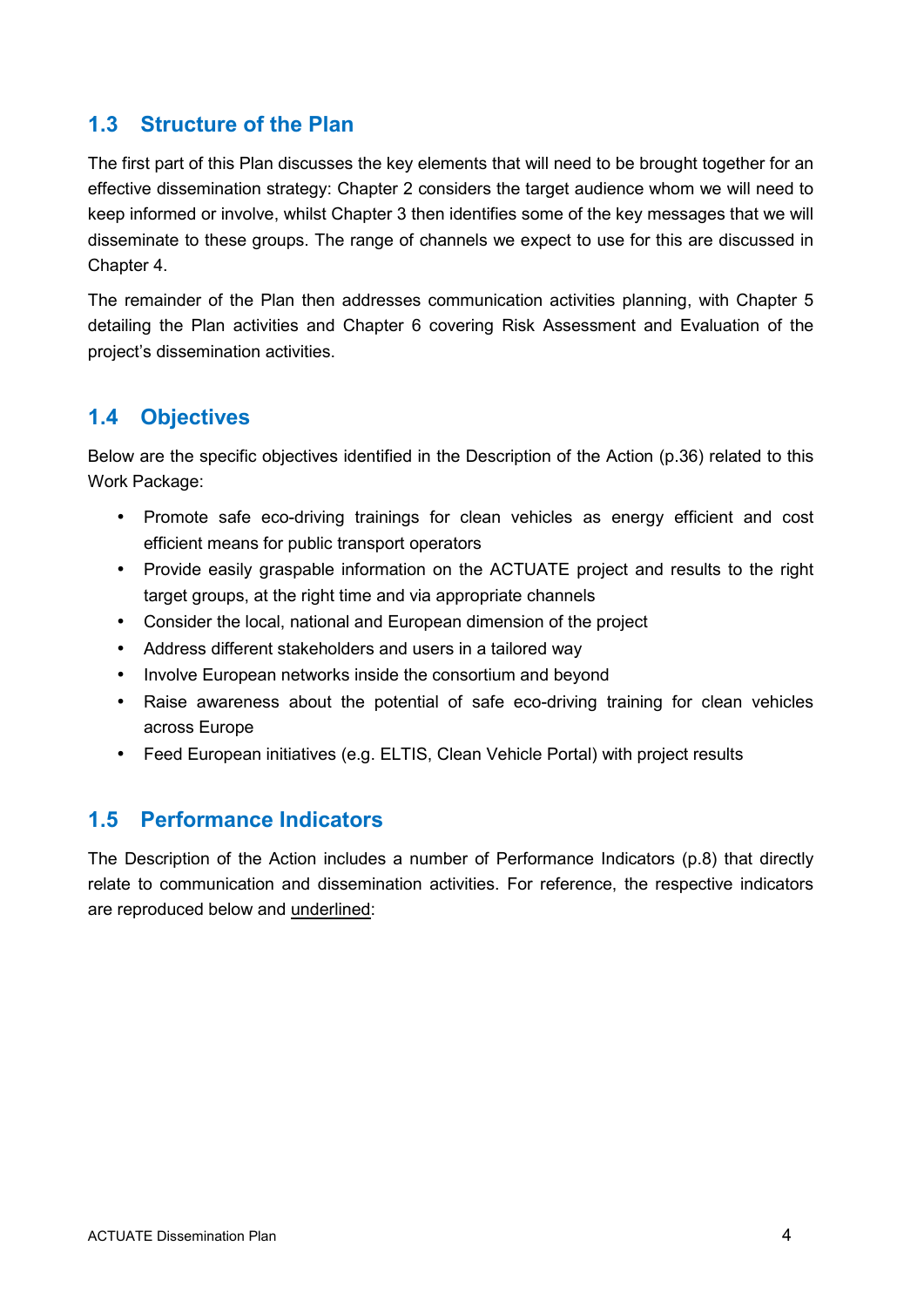## 1.3 Structure of the Plan

The first part of this Plan discusses the key elements that will need to be brought together for an effective dissemination strategy: Chapter 2 considers the target audience whom we will need to keep informed or involve, whilst Chapter 3 then identifies some of the key messages that we will disseminate to these groups. The range of channels we expect to use for this are discussed in Chapter 4.

The remainder of the Plan then addresses communication activities planning, with Chapter 5 detailing the Plan activities and Chapter 6 covering Risk Assessment and Evaluation of the project's dissemination activities.

## 1.4 Objectives

Below are the specific objectives identified in the Description of the Action (p.36) related to this Work Package:

- Promote safe eco-driving trainings for clean vehicles as energy efficient and cost efficient means for public transport operators
- Provide easily graspable information on the ACTUATE project and results to the right target groups, at the right time and via appropriate channels
- Consider the local, national and European dimension of the project
- Address different stakeholders and users in a tailored way
- Involve European networks inside the consortium and beyond
- Raise awareness about the potential of safe eco-driving training for clean vehicles across Europe
- Feed European initiatives (e.g. ELTIS, Clean Vehicle Portal) with project results

## 1.5 Performance Indicators

The Description of the Action includes a number of Performance Indicators (p.8) that directly relate to communication and dissemination activities. For reference, the respective indicators are reproduced below and underlined: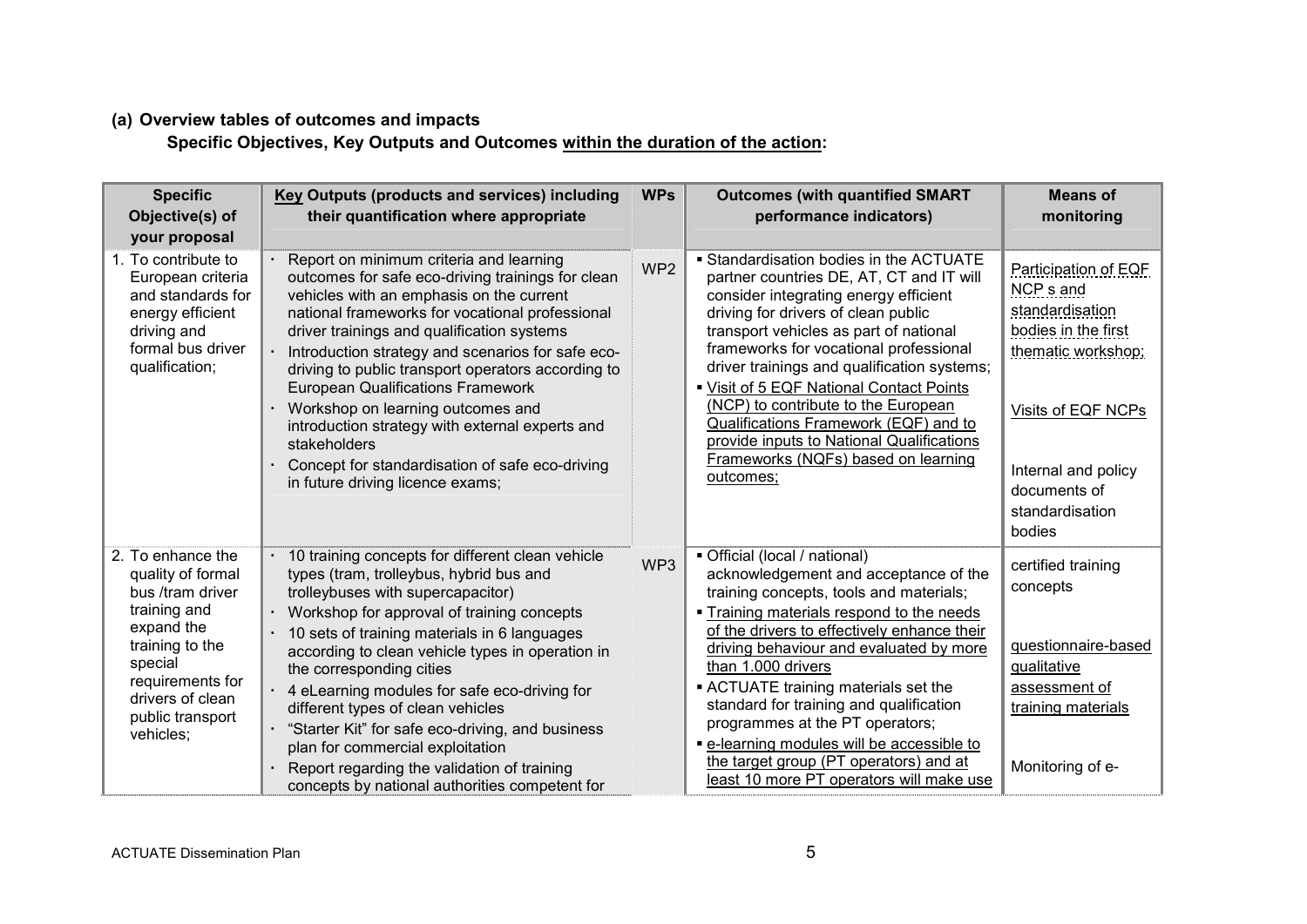**(a) Overview tables of outcomes and impacts**

**Specific Objectives, Key Outputs and Outcomes within the duration of the action:**

| Specific Objective(s) of your proposal | Key Outputs (products and services) including their quantification where appropriate | WPs | Outcomes (with quantified SMART performance indicators) | Means of monitoring |
|---|---|---|---|---|
| 1. To contribute to European criteria and standards for energy efficient driving and formal bus driver qualification; | · Report on minimum criteria and learning outcomes for safe eco-driving trainings for clean vehicles with an emphasis on the current national frameworks for vocational professional driver trainings and qualification systems<br>· Introduction strategy and scenarios for safe eco-driving to public transport operators according to European Qualifications Framework<br>· Workshop on learning outcomes and introduction strategy with external experts and stakeholders<br>· Concept for standardisation of safe eco-driving in future driving licence exams; | WP2 | ▪ Standardisation bodies in the ACTUATE partner countries DE, AT, CT and IT will consider integrating energy efficient driving for drivers of clean public transport vehicles as part of national frameworks for vocational professional driver trainings and qualification systems;<br>▪ Visit of 5 EQF National Contact Points (NCP) to contribute to the European Qualifications Framework (EQF) and to provide inputs to National Qualifications Frameworks (NQFs) based on learning outcomes; | Participation of EQF NCP s and standardisation bodies in the first thematic workshop;<br><br>Visits of EQF NCPs<br><br>Internal and policy documents of standardisation bodies |
| 2. To enhance the quality of formal bus /tram driver training and expand the training to the special requirements for drivers of clean public transport vehicles; | · 10 training concepts for different clean vehicle types (tram, trolleybus, hybrid bus and trolleybuses with supercapacitor)<br>· Workshop for approval of training concepts<br>· 10 sets of training materials in 6 languages according to clean vehicle types in operation in the corresponding cities<br>· 4 eLearning modules for safe eco-driving for different types of clean vehicles<br>· "Starter Kit" for safe eco-driving, and business plan for commercial exploitation<br>· Report regarding the validation of training concepts by national authorities competent for | WP3 | ▪ Official (local / national) acknowledgement and acceptance of the training concepts, tools and materials;<br>▪ Training materials respond to the needs of the drivers to effectively enhance their driving behaviour and evaluated by more than 1.000 drivers<br>▪ ACTUATE training materials set the standard for training and qualification programmes at the PT operators;<br>▪ e-learning modules will be accessible to the target group (PT operators) and at least 10 more PT operators will make use | certified training concepts<br><br>questionnaire-based qualitative assessment of training materials<br><br>Monitoring of e- |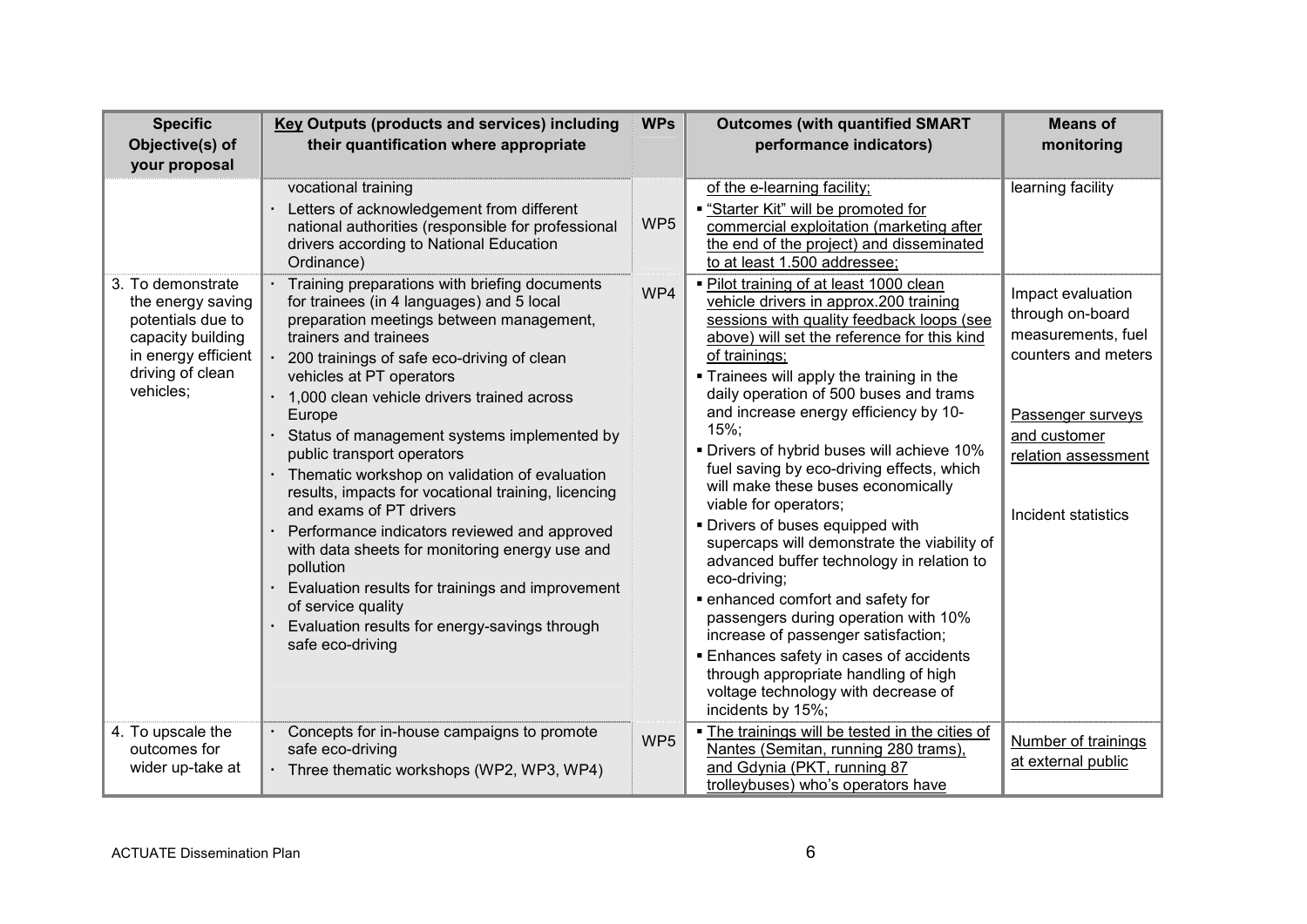| Specific Objective(s) of your proposal | **Key** Outputs (products and services) including their quantification where appropriate | WPs | Outcomes (with quantified SMART performance indicators) | Means of monitoring |
|---|---|---|---|---|
| | vocational training<br>· Letters of acknowledgement from different national authorities (responsible for professional drivers according to National Education Ordinance) | WP5 | of the e-learning facility;<br>▪ "Starter Kit" will be promoted for commercial exploitation (marketing after the end of the project) and disseminated to at least 1.500 addressee; | learning facility |
| 3. To demonstrate the energy saving potentials due to capacity building in energy efficient driving of clean vehicles; | · Training preparations with briefing documents for trainees (in 4 languages) and 5 local preparation meetings between management, trainers and trainees<br>· 200 trainings of safe eco-driving of clean vehicles at PT operators<br>· 1,000 clean vehicle drivers trained across Europe<br>· Status of management systems implemented by public transport operators<br>· Thematic workshop on validation of evaluation results, impacts for vocational training, licencing and exams of PT drivers<br>· Performance indicators reviewed and approved with data sheets for monitoring energy use and pollution<br>· Evaluation results for trainings and improvement of service quality<br>· Evaluation results for energy-savings through safe eco-driving | WP4 | ▪ Pilot training of at least 1000 clean vehicle drivers in approx.200 training sessions with quality feedback loops (see above) will set the reference for this kind of trainings;<br>▪ Trainees will apply the training in the daily operation of 500 buses and trams and increase energy efficiency by 10-15%;<br>▪ Drivers of hybrid buses will achieve 10% fuel saving by eco-driving effects, which will make these buses economically viable for operators;<br>▪ Drivers of buses equipped with supercaps will demonstrate the viability of advanced buffer technology in relation to eco-driving;<br>▪ enhanced comfort and safety for passengers during operation with 10% increase of passenger satisfaction;<br>▪ Enhances safety in cases of accidents through appropriate handling of high voltage technology with decrease of incidents by 15%; | Impact evaluation through on-board measurements, fuel counters and meters<br><br>Passenger surveys and customer relation assessment<br><br>Incident statistics |
| 4. To upscale the outcomes for wider up-take at | · Concepts for in-house campaigns to promote safe eco-driving<br>· Three thematic workshops (WP2, WP3, WP4) | WP5 | ▪ The trainings will be tested in the cities of Nantes (Semitan, running 280 trams), and Gdynia (PKT, running 87 trolleybuses) who's operators have | Number of trainings at external public |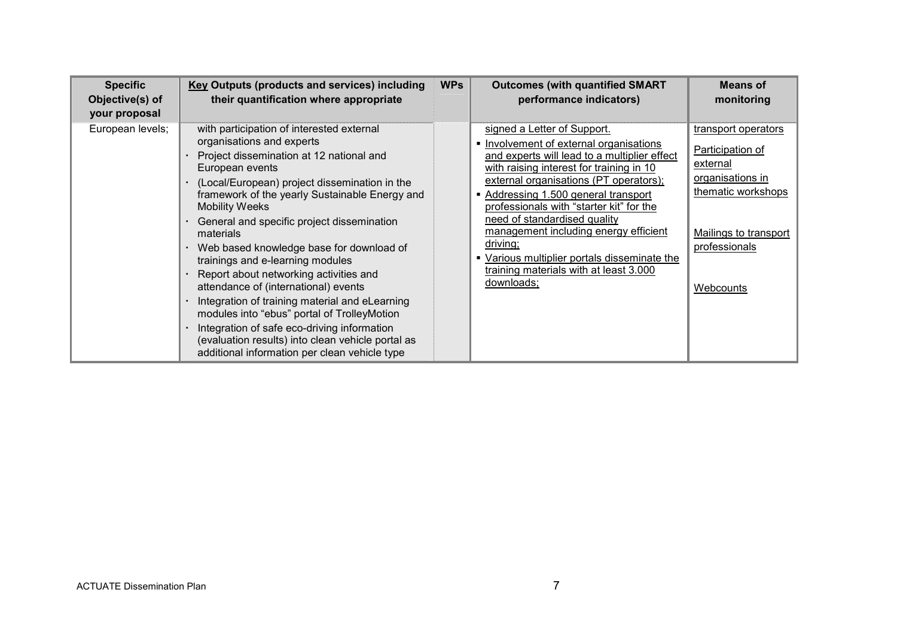| Specific Objective(s) of your proposal | **Key** Outputs (products and services) including their quantification where appropriate | WPs | Outcomes (with quantified SMART performance indicators) | Means of monitoring |
|---|---|---|---|---|
| European levels; | with participation of interested external organisations and experts<br>· Project dissemination at 12 national and European events<br>· (Local/European) project dissemination in the framework of the yearly Sustainable Energy and Mobility Weeks<br>· General and specific project dissemination materials<br>· Web based knowledge base for download of trainings and e-learning modules<br>· Report about networking activities and attendance of (international) events<br>· Integration of training material and eLearning modules into "ebus" portal of TrolleyMotion<br>· Integration of safe eco-driving information (evaluation results) into clean vehicle portal as additional information per clean vehicle type | | signed a Letter of Support.<br>▪ Involvement of external organisations and experts will lead to a multiplier effect with raising interest for training in 10 external organisations (PT operators);<br>▪ Addressing 1.500 general transport professionals with "starter kit" for the need of standardised quality management including energy efficient driving;<br>▪ Various multiplier portals disseminate the training materials with at least 3.000 downloads; | transport operators<br><br>Participation of external organisations in thematic workshops<br><br>Mailings to transport professionals<br><br>Webcounts |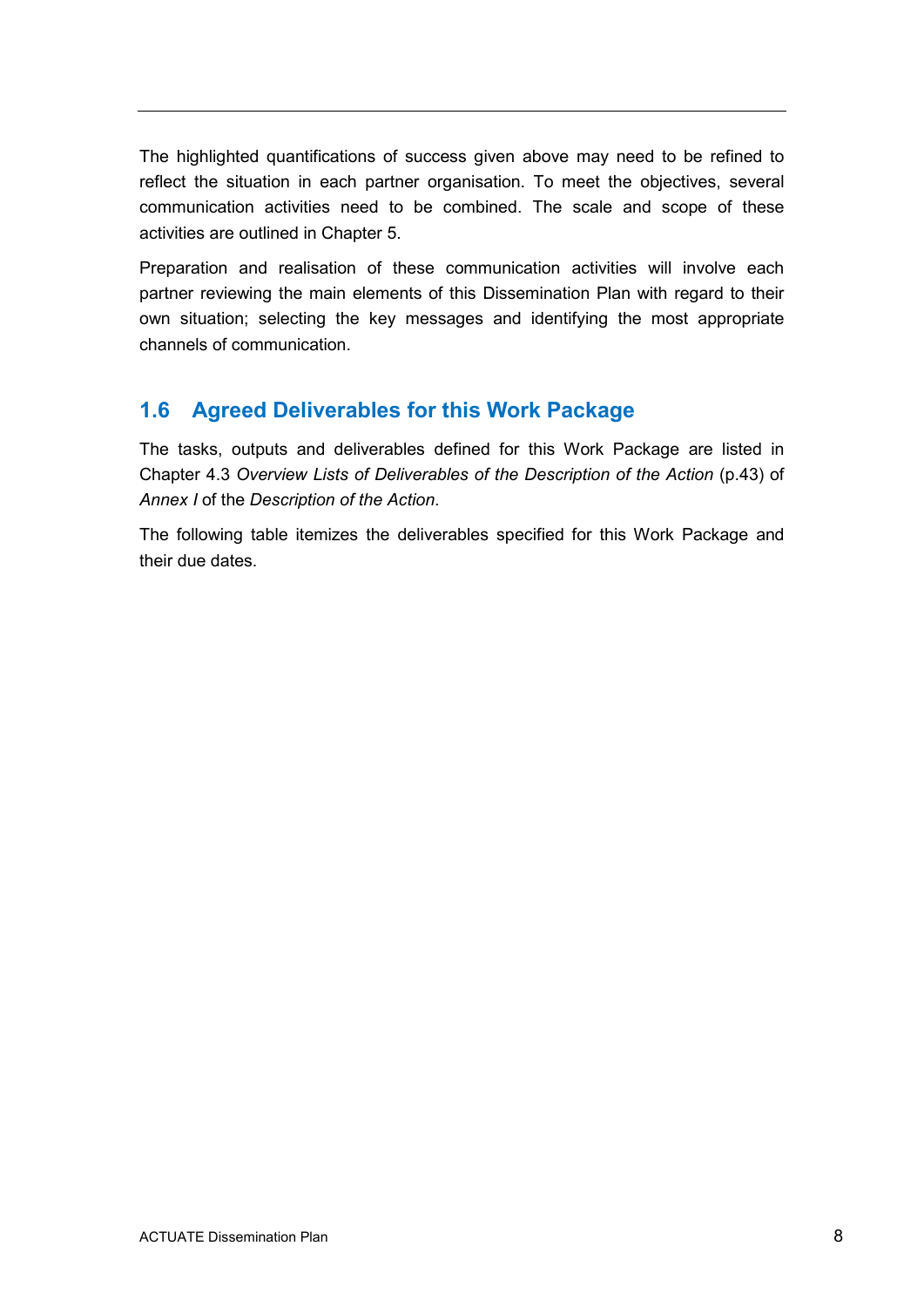The highlighted quantifications of success given above may need to be refined to reflect the situation in each partner organisation. To meet the objectives, several communication activities need to be combined. The scale and scope of these activities are outlined in Chapter 5.

Preparation and realisation of these communication activities will involve each partner reviewing the main elements of this Dissemination Plan with regard to their own situation; selecting the key messages and identifying the most appropriate channels of communication.

## 1.6 Agreed Deliverables for this Work Package

The tasks, outputs and deliverables defined for this Work Package are listed in Chapter 4.3 *Overview Lists of Deliverables of the Description of the Action* (p.43) of *Annex I* of the *Description of the Action*.

The following table itemizes the deliverables specified for this Work Package and their due dates.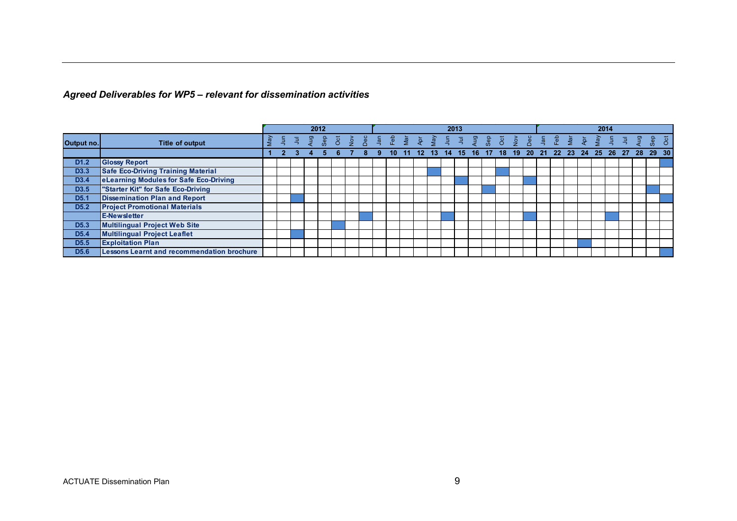### *Agreed Deliverables for WP5 – relevant for dissemination activities*

| | | 2012 | | | | | | | | 2013 | | | | | | | | | | | | 2014 | | | | | | | | | |
|---|---|---|---|---|---|---|---|---|---|---|---|---|---|---|---|---|---|---|---|---|---|---|---|---|---|---|---|---|---|---|---|
| **Output no.** | **Title of output** | May | Jun | Jul | Aug | Sep | Oct | Nov | Dec | Jan | Feb | Mar | Apr | May | Jun | Jul | Aug | Sep | Oct | Nov | Dec | Jan | Feb | Mar | Apr | May | Jun | Jul | Aug | Sep | Oct |
| | | 1 | 2 | 3 | 4 | 5 | 6 | 7 | 8 | 9 | 10 | 11 | 12 | 13 | 14 | 15 | 16 | 17 | 18 | 19 | 20 | 21 | 22 | 23 | 24 | 25 | 26 | 27 | 28 | 29 | 30 |
| **D1.2** | **Glossy Report** | | | | | | | | | | | | | | | | | | | | | | | | | | | | | | ■ |
| **D3.3** | **Safe Eco-Driving Training Material** | | | | | | | | | | | | | ■ | | | | | ■ | | | | | | | | | | | | |
| **D3.4** | **eLearning Modules for Safe Eco-Driving** | | | | | | | | | | | | | | | ■ | | | | | ■ | | | | | | | | | | |
| **D3.5** | **"Starter Kit" for Safe Eco-Driving** | | | | | | | | | | | | | | | | | ■ | | | | | | | | | | | | ■ | |
| **D5.1** | **Dissemination Plan and Report** | | | ■ | | | | | | | | | | | | | | | | | | | | | | | | | | | ■ |
| **D5.2** | **Project Promotional Materials** | | | | | | | | | | | | | | | | | | | | | | | | | | | | | | |
| | **E-Newsletter** | | | | | | | | ■ | | | | | | ■ | | | | | | ■ | | | | | | ■ | | | | |
| **D5.3** | **Multilingual Project Web Site** | | | | | | ■ | | | | | | | | | | | | | | | | | | | | | | | | |
| **D5.4** | **Multilingual Project Leaflet** | | | ■ | | | | | | | | | | | | | | | | | | | | | | | | | | | |
| **D5.5** | **Exploitation Plan** | | | | | | | | | | | | | | | | | | | | | | | | ■ | | | | | | |
| **D5.6** | **Lessons Learnt and recommendation brochure** | | | | | | | | | | | | | | | | | | | | | | | | | | | | | | ■ |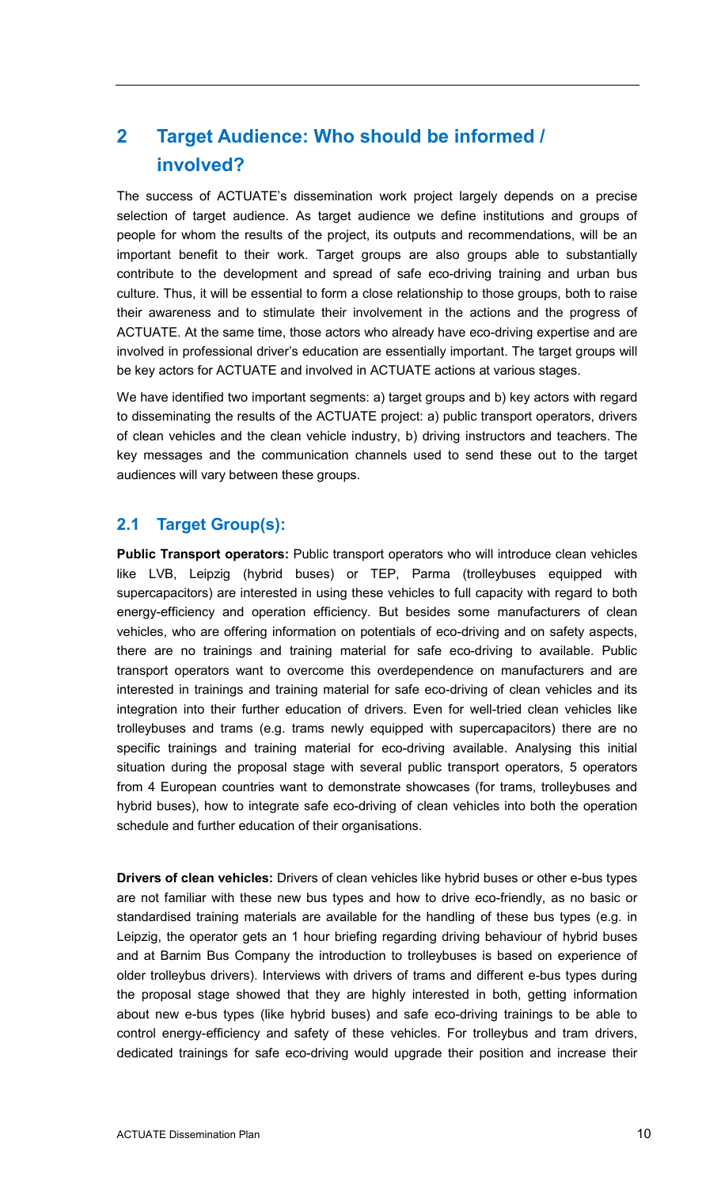# 2 Target Audience: Who should be informed / involved?

The success of ACTUATE's dissemination work project largely depends on a precise selection of target audience. As target audience we define institutions and groups of people for whom the results of the project, its outputs and recommendations, will be an important benefit to their work. Target groups are also groups able to substantially contribute to the development and spread of safe eco-driving training and urban bus culture. Thus, it will be essential to form a close relationship to those groups, both to raise their awareness and to stimulate their involvement in the actions and the progress of ACTUATE. At the same time, those actors who already have eco-driving expertise and are involved in professional driver's education are essentially important. The target groups will be key actors for ACTUATE and involved in ACTUATE actions at various stages.

We have identified two important segments: a) target groups and b) key actors with regard to disseminating the results of the ACTUATE project: a) public transport operators, drivers of clean vehicles and the clean vehicle industry, b) driving instructors and teachers. The key messages and the communication channels used to send these out to the target audiences will vary between these groups.

## 2.1 Target Group(s):

**Public Transport operators:** Public transport operators who will introduce clean vehicles like LVB, Leipzig (hybrid buses) or TEP, Parma (trolleybuses equipped with supercapacitors) are interested in using these vehicles to full capacity with regard to both energy-efficiency and operation efficiency. But besides some manufacturers of clean vehicles, who are offering information on potentials of eco-driving and on safety aspects, there are no trainings and training material for safe eco-driving to available. Public transport operators want to overcome this overdependence on manufacturers and are interested in trainings and training material for safe eco-driving of clean vehicles and its integration into their further education of drivers. Even for well-tried clean vehicles like trolleybuses and trams (e.g. trams newly equipped with supercapacitors) there are no specific trainings and training material for eco-driving available. Analysing this initial situation during the proposal stage with several public transport operators, 5 operators from 4 European countries want to demonstrate showcases (for trams, trolleybuses and hybrid buses), how to integrate safe eco-driving of clean vehicles into both the operation schedule and further education of their organisations.

**Drivers of clean vehicles:** Drivers of clean vehicles like hybrid buses or other e-bus types are not familiar with these new bus types and how to drive eco-friendly, as no basic or standardised training materials are available for the handling of these bus types (e.g. in Leipzig, the operator gets an 1 hour briefing regarding driving behaviour of hybrid buses and at Barnim Bus Company the introduction to trolleybuses is based on experience of older trolleybus drivers). Interviews with drivers of trams and different e-bus types during the proposal stage showed that they are highly interested in both, getting information about new e-bus types (like hybrid buses) and safe eco-driving trainings to be able to control energy-efficiency and safety of these vehicles. For trolleybus and tram drivers, dedicated trainings for safe eco-driving would upgrade their position and increase their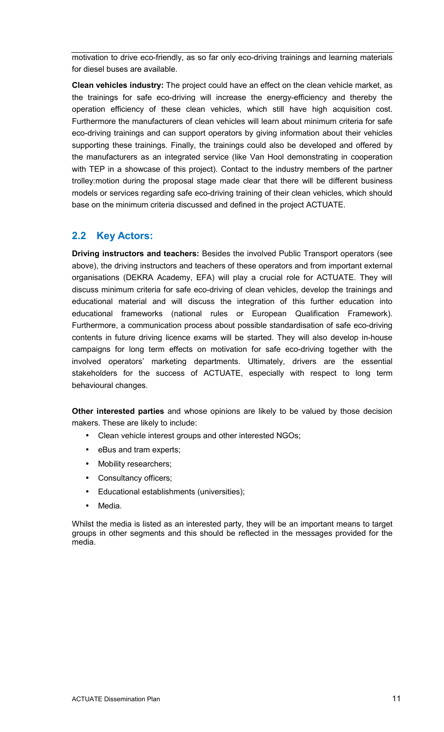motivation to drive eco-friendly, as so far only eco-driving trainings and learning materials for diesel buses are available.

**Clean vehicles industry:** The project could have an effect on the clean vehicle market, as the trainings for safe eco-driving will increase the energy-efficiency and thereby the operation efficiency of these clean vehicles, which still have high acquisition cost. Furthermore the manufacturers of clean vehicles will learn about minimum criteria for safe eco-driving trainings and can support operators by giving information about their vehicles supporting these trainings. Finally, the trainings could also be developed and offered by the manufacturers as an integrated service (like Van Hool demonstrating in cooperation with TEP in a showcase of this project). Contact to the industry members of the partner trolley:motion during the proposal stage made clear that there will be different business models or services regarding safe eco-driving training of their clean vehicles, which should base on the minimum criteria discussed and defined in the project ACTUATE.

## 2.2 Key Actors:

**Driving instructors and teachers:** Besides the involved Public Transport operators (see above), the driving instructors and teachers of these operators and from important external organisations (DEKRA Academy, EFA) will play a crucial role for ACTUATE. They will discuss minimum criteria for safe eco-driving of clean vehicles, develop the trainings and educational material and will discuss the integration of this further education into educational frameworks (national rules or European Qualification Framework). Furthermore, a communication process about possible standardisation of safe eco-driving contents in future driving licence exams will be started. They will also develop in-house campaigns for long term effects on motivation for safe eco-driving together with the involved operators' marketing departments. Ultimately, drivers are the essential stakeholders for the success of ACTUATE, especially with respect to long term behavioural changes.

**Other interested parties** and whose opinions are likely to be valued by those decision makers. These are likely to include:

- Clean vehicle interest groups and other interested NGOs;
- eBus and tram experts;
- Mobility researchers;
- Consultancy officers;
- Educational establishments (universities);
- Media.

Whilst the media is listed as an interested party, they will be an important means to target groups in other segments and this should be reflected in the messages provided for the media.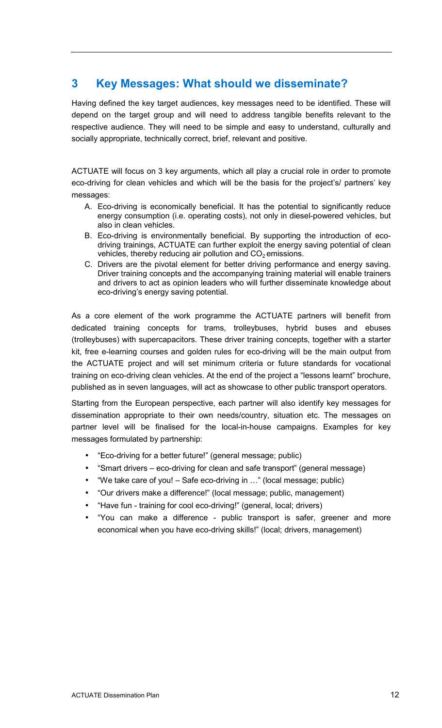# 3 Key Messages: What should we disseminate?

Having defined the key target audiences, key messages need to be identified. These will depend on the target group and will need to address tangible benefits relevant to the respective audience. They will need to be simple and easy to understand, culturally and socially appropriate, technically correct, brief, relevant and positive.

ACTUATE will focus on 3 key arguments, which all play a crucial role in order to promote eco-driving for clean vehicles and which will be the basis for the project's/ partners' key messages:

A. Eco-driving is economically beneficial. It has the potential to significantly reduce energy consumption (i.e. operating costs), not only in diesel-powered vehicles, but also in clean vehicles.
B. Eco-driving is environmentally beneficial. By supporting the introduction of eco-driving trainings, ACTUATE can further exploit the energy saving potential of clean vehicles, thereby reducing air pollution and $CO_2$ emissions.
C. Drivers are the pivotal element for better driving performance and energy saving. Driver training concepts and the accompanying training material will enable trainers and drivers to act as opinion leaders who will further disseminate knowledge about eco-driving's energy saving potential.

As a core element of the work programme the ACTUATE partners will benefit from dedicated training concepts for trams, trolleybuses, hybrid buses and ebuses (trolleybuses) with supercapacitors. These driver training concepts, together with a starter kit, free e-learning courses and golden rules for eco-driving will be the main output from the ACTUATE project and will set minimum criteria or future standards for vocational training on eco-driving clean vehicles. At the end of the project a "lessons learnt" brochure, published as in seven languages, will act as showcase to other public transport operators.

Starting from the European perspective, each partner will also identify key messages for dissemination appropriate to their own needs/country, situation etc. The messages on partner level will be finalised for the local-in-house campaigns. Examples for key messages formulated by partnership:

- "Eco-driving for a better future!" (general message; public)
- "Smart drivers – eco-driving for clean and safe transport" (general message)
- "We take care of you! – Safe eco-driving in …" (local message; public)
- "Our drivers make a difference!" (local message; public, management)
- "Have fun - training for cool eco-driving!" (general, local; drivers)
- "You can make a difference - public transport is safer, greener and more economical when you have eco-driving skills!" (local; drivers, management)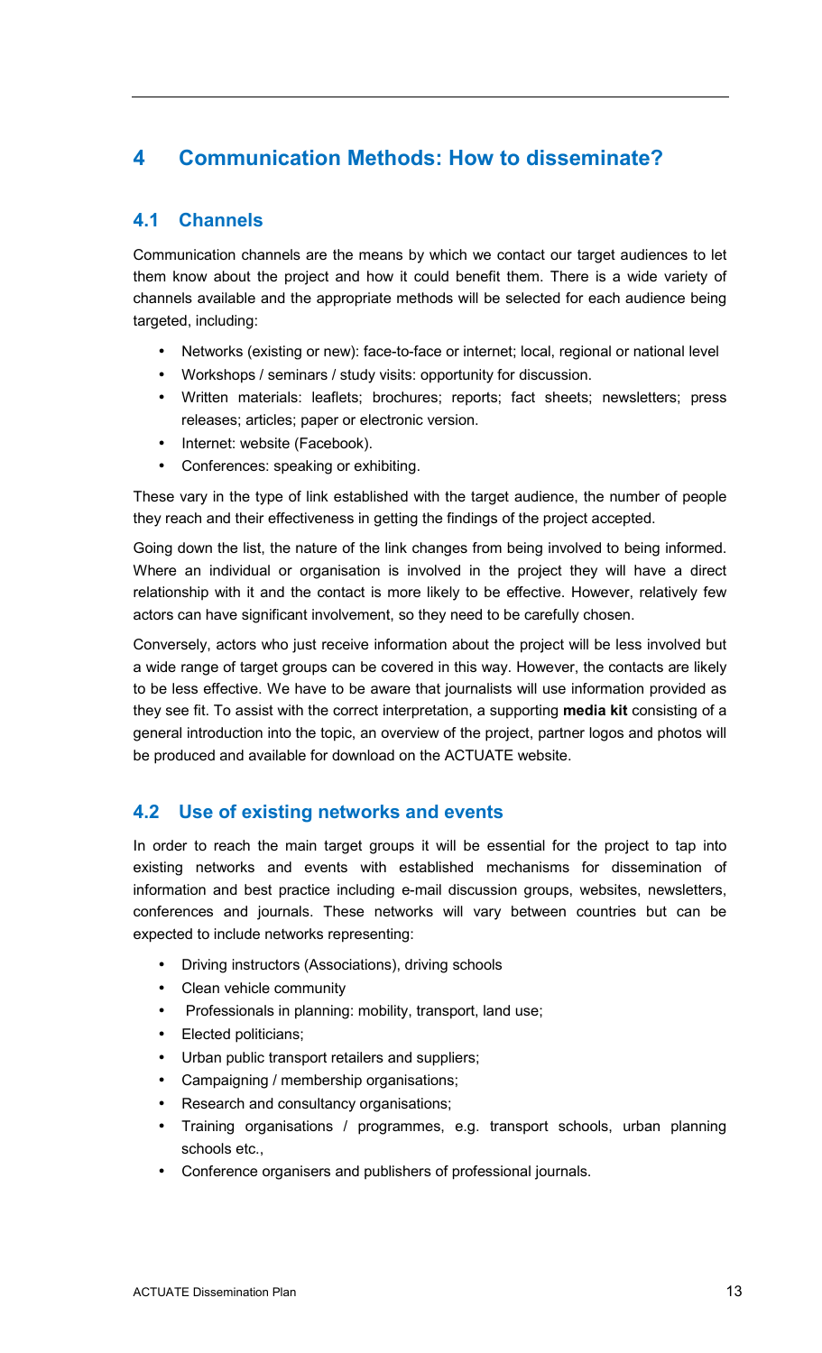# 4 Communication Methods: How to disseminate?

## 4.1 Channels

Communication channels are the means by which we contact our target audiences to let them know about the project and how it could benefit them. There is a wide variety of channels available and the appropriate methods will be selected for each audience being targeted, including:

- Networks (existing or new): face-to-face or internet; local, regional or national level
- Workshops / seminars / study visits: opportunity for discussion.
- Written materials: leaflets; brochures; reports; fact sheets; newsletters; press releases; articles; paper or electronic version.
- Internet: website (Facebook).
- Conferences: speaking or exhibiting.

These vary in the type of link established with the target audience, the number of people they reach and their effectiveness in getting the findings of the project accepted.

Going down the list, the nature of the link changes from being involved to being informed. Where an individual or organisation is involved in the project they will have a direct relationship with it and the contact is more likely to be effective. However, relatively few actors can have significant involvement, so they need to be carefully chosen.

Conversely, actors who just receive information about the project will be less involved but a wide range of target groups can be covered in this way. However, the contacts are likely to be less effective. We have to be aware that journalists will use information provided as they see fit. To assist with the correct interpretation, a supporting **media kit** consisting of a general introduction into the topic, an overview of the project, partner logos and photos will be produced and available for download on the ACTUATE website.

## 4.2 Use of existing networks and events

In order to reach the main target groups it will be essential for the project to tap into existing networks and events with established mechanisms for dissemination of information and best practice including e-mail discussion groups, websites, newsletters, conferences and journals. These networks will vary between countries but can be expected to include networks representing:

- Driving instructors (Associations), driving schools
- Clean vehicle community
- Professionals in planning: mobility, transport, land use;
- Elected politicians;
- Urban public transport retailers and suppliers;
- Campaigning / membership organisations;
- Research and consultancy organisations;
- Training organisations / programmes, e.g. transport schools, urban planning schools etc.,
- Conference organisers and publishers of professional journals.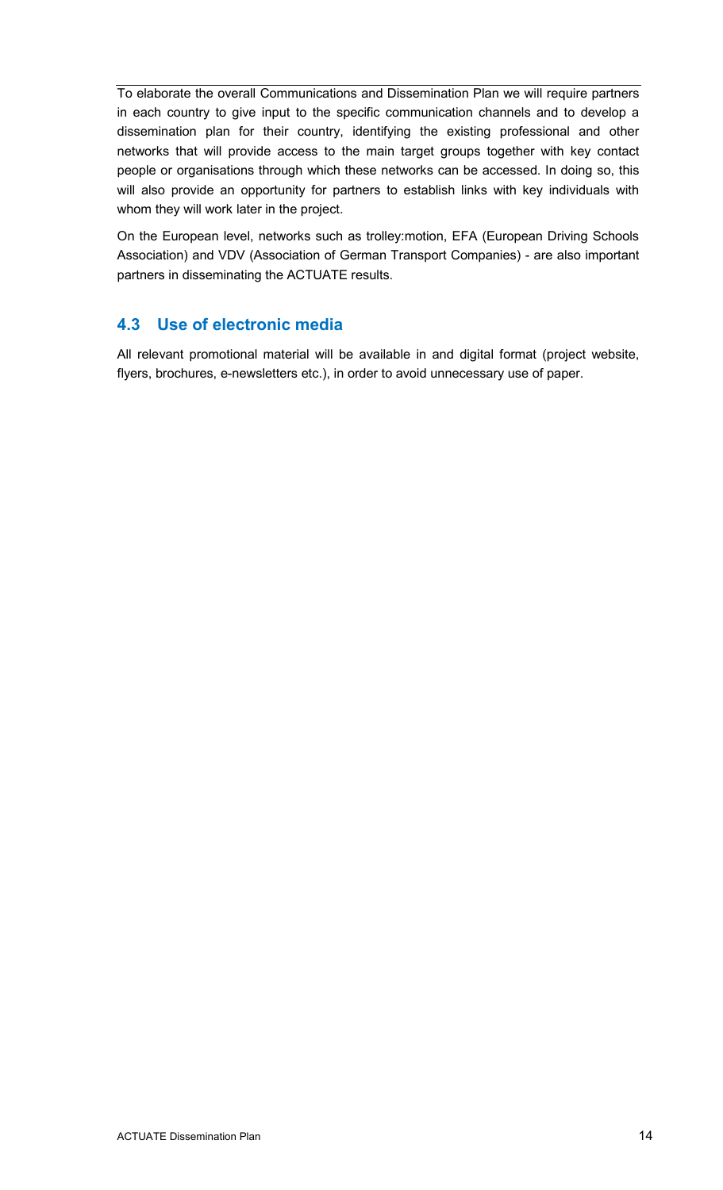To elaborate the overall Communications and Dissemination Plan we will require partners in each country to give input to the specific communication channels and to develop a dissemination plan for their country, identifying the existing professional and other networks that will provide access to the main target groups together with key contact people or organisations through which these networks can be accessed. In doing so, this will also provide an opportunity for partners to establish links with key individuals with whom they will work later in the project.

On the European level, networks such as trolley:motion, EFA (European Driving Schools Association) and VDV (Association of German Transport Companies) - are also important partners in disseminating the ACTUATE results.

## 4.3 Use of electronic media

All relevant promotional material will be available in and digital format (project website, flyers, brochures, e-newsletters etc.), in order to avoid unnecessary use of paper.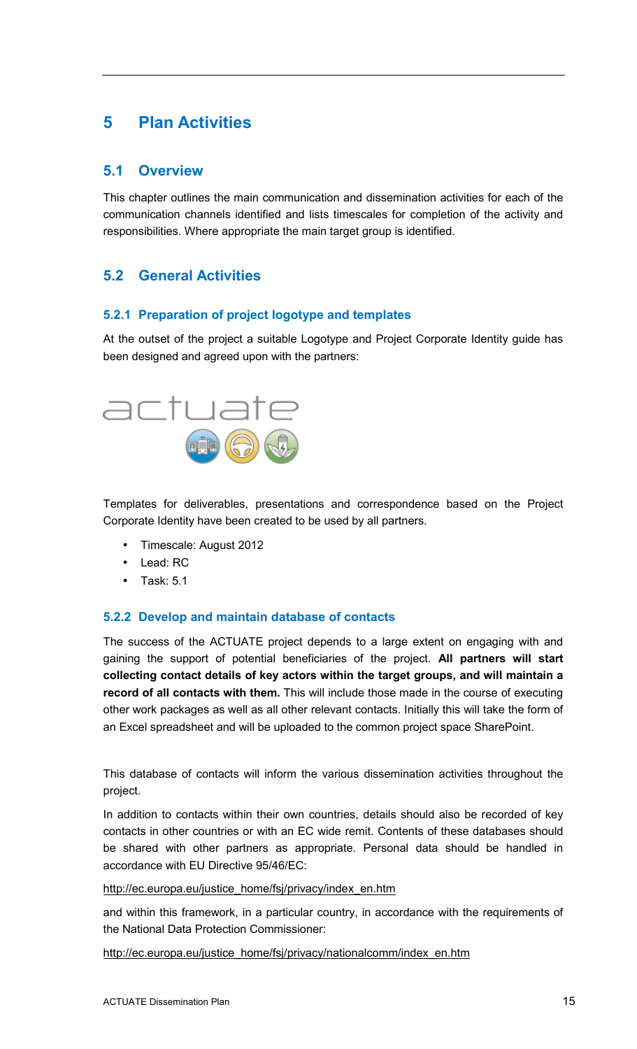# 5 Plan Activities

## 5.1 Overview

This chapter outlines the main communication and dissemination activities for each of the communication channels identified and lists timescales for completion of the activity and responsibilities. Where appropriate the main target group is identified.

## 5.2 General Activities

### 5.2.1 Preparation of project logotype and templates

At the outset of the project a suitable Logotype and Project Corporate Identity guide has been designed and agreed upon with the partners:

Templates for deliverables, presentations and correspondence based on the Project Corporate Identity have been created to be used by all partners.

- Timescale: August 2012
- Lead: RC
- Task: 5.1

### 5.2.2 Develop and maintain database of contacts

The success of the ACTUATE project depends to a large extent on engaging with and gaining the support of potential beneficiaries of the project. **All partners will start collecting contact details of key actors within the target groups, and will maintain a record of all contacts with them.** This will include those made in the course of executing other work packages as well as all other relevant contacts. Initially this will take the form of an Excel spreadsheet and will be uploaded to the common project space SharePoint.

This database of contacts will inform the various dissemination activities throughout the project.

In addition to contacts within their own countries, details should also be recorded of key contacts in other countries or with an EC wide remit. Contents of these databases should be shared with other partners as appropriate. Personal data should be handled in accordance with EU Directive 95/46/EC:

http://ec.europa.eu/justice_home/fsj/privacy/index_en.htm

and within this framework, in a particular country, in accordance with the requirements of the National Data Protection Commissioner:

http://ec.europa.eu/justice_home/fsj/privacy/nationalcomm/index_en.htm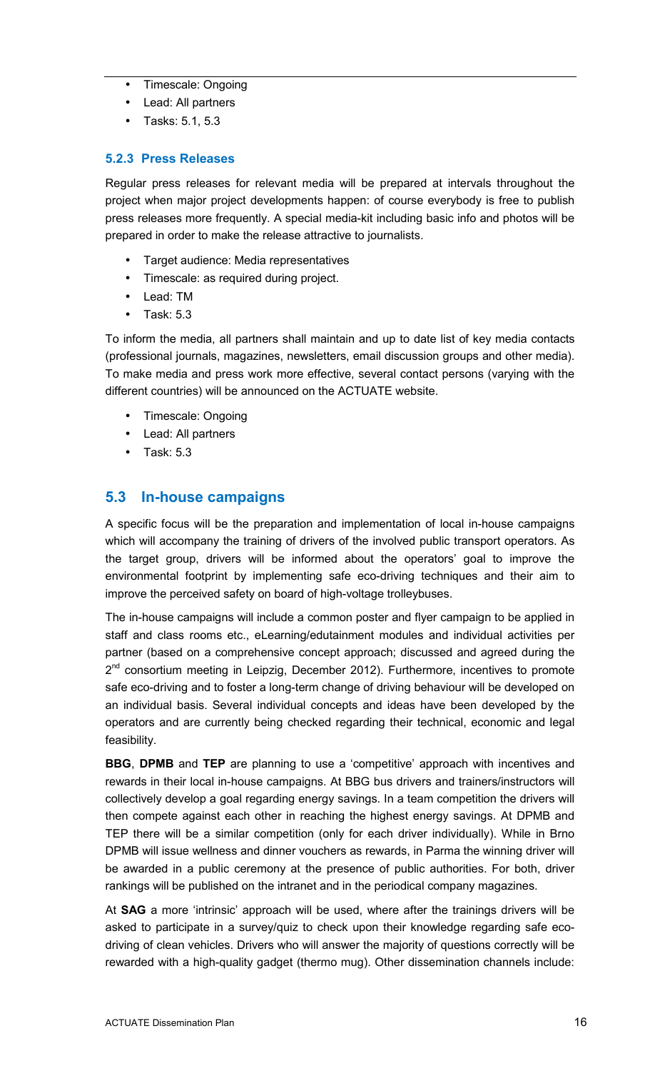- Timescale: Ongoing
- Lead: All partners
- Tasks: 5.1, 5.3

### 5.2.3 Press Releases

Regular press releases for relevant media will be prepared at intervals throughout the project when major project developments happen: of course everybody is free to publish press releases more frequently. A special media-kit including basic info and photos will be prepared in order to make the release attractive to journalists.

- Target audience: Media representatives
- Timescale: as required during project.
- Lead: TM
- Task: 5.3

To inform the media, all partners shall maintain and up to date list of key media contacts (professional journals, magazines, newsletters, email discussion groups and other media). To make media and press work more effective, several contact persons (varying with the different countries) will be announced on the ACTUATE website.

- Timescale: Ongoing
- Lead: All partners
- Task: 5.3

## 5.3 In-house campaigns

A specific focus will be the preparation and implementation of local in-house campaigns which will accompany the training of drivers of the involved public transport operators. As the target group, drivers will be informed about the operators' goal to improve the environmental footprint by implementing safe eco-driving techniques and their aim to improve the perceived safety on board of high-voltage trolleybuses.

The in-house campaigns will include a common poster and flyer campaign to be applied in staff and class rooms etc., eLearning/edutainment modules and individual activities per partner (based on a comprehensive concept approach; discussed and agreed during the 2nd consortium meeting in Leipzig, December 2012). Furthermore, incentives to promote safe eco-driving and to foster a long-term change of driving behaviour will be developed on an individual basis. Several individual concepts and ideas have been developed by the operators and are currently being checked regarding their technical, economic and legal feasibility.

**BBG**, **DPMB** and **TEP** are planning to use a 'competitive' approach with incentives and rewards in their local in-house campaigns. At BBG bus drivers and trainers/instructors will collectively develop a goal regarding energy savings. In a team competition the drivers will then compete against each other in reaching the highest energy savings. At DPMB and TEP there will be a similar competition (only for each driver individually). While in Brno DPMB will issue wellness and dinner vouchers as rewards, in Parma the winning driver will be awarded in a public ceremony at the presence of public authorities. For both, driver rankings will be published on the intranet and in the periodical company magazines.

At **SAG** a more 'intrinsic' approach will be used, where after the trainings drivers will be asked to participate in a survey/quiz to check upon their knowledge regarding safe eco-driving of clean vehicles. Drivers who will answer the majority of questions correctly will be rewarded with a high-quality gadget (thermo mug). Other dissemination channels include: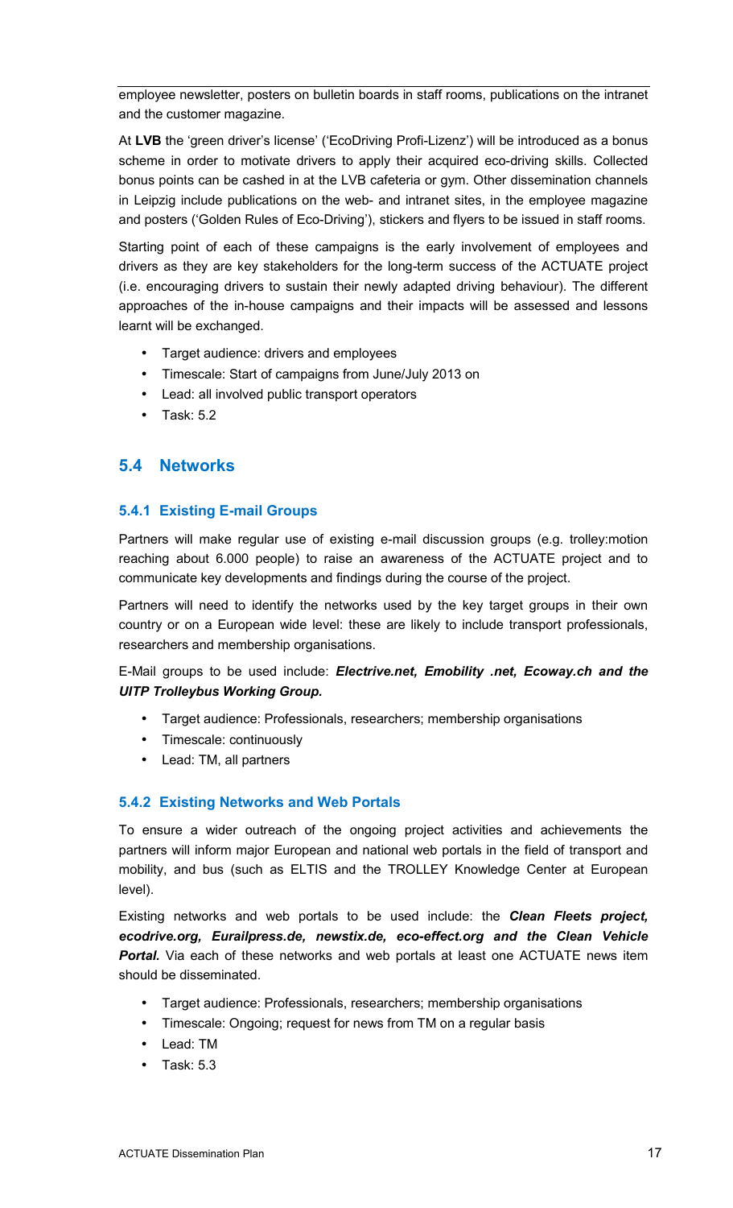employee newsletter, posters on bulletin boards in staff rooms, publications on the intranet and the customer magazine.

At **LVB** the 'green driver's license' ('EcoDriving Profi-Lizenz') will be introduced as a bonus scheme in order to motivate drivers to apply their acquired eco-driving skills. Collected bonus points can be cashed in at the LVB cafeteria or gym. Other dissemination channels in Leipzig include publications on the web- and intranet sites, in the employee magazine and posters ('Golden Rules of Eco-Driving'), stickers and flyers to be issued in staff rooms.

Starting point of each of these campaigns is the early involvement of employees and drivers as they are key stakeholders for the long-term success of the ACTUATE project (i.e. encouraging drivers to sustain their newly adapted driving behaviour). The different approaches of the in-house campaigns and their impacts will be assessed and lessons learnt will be exchanged.

- Target audience: drivers and employees
- Timescale: Start of campaigns from June/July 2013 on
- Lead: all involved public transport operators
- Task: 5.2

## 5.4 Networks

### 5.4.1 Existing E-mail Groups

Partners will make regular use of existing e-mail discussion groups (e.g. trolley:motion reaching about 6.000 people) to raise an awareness of the ACTUATE project and to communicate key developments and findings during the course of the project.

Partners will need to identify the networks used by the key target groups in their own country or on a European wide level: these are likely to include transport professionals, researchers and membership organisations.

E-Mail groups to be used include: ***Electrive.net, Emobility .net, Ecoway.ch and the UITP Trolleybus Working Group.***

- Target audience: Professionals, researchers; membership organisations
- Timescale: continuously
- Lead: TM, all partners

### 5.4.2 Existing Networks and Web Portals

To ensure a wider outreach of the ongoing project activities and achievements the partners will inform major European and national web portals in the field of transport and mobility, and bus (such as ELTIS and the TROLLEY Knowledge Center at European level).

Existing networks and web portals to be used include: the ***Clean Fleets project, ecodrive.org, Eurailpress.de, newstix.de, eco-effect.org and the Clean Vehicle Portal.*** Via each of these networks and web portals at least one ACTUATE news item should be disseminated.

- Target audience: Professionals, researchers; membership organisations
- Timescale: Ongoing; request for news from TM on a regular basis
- Lead: TM
- Task: 5.3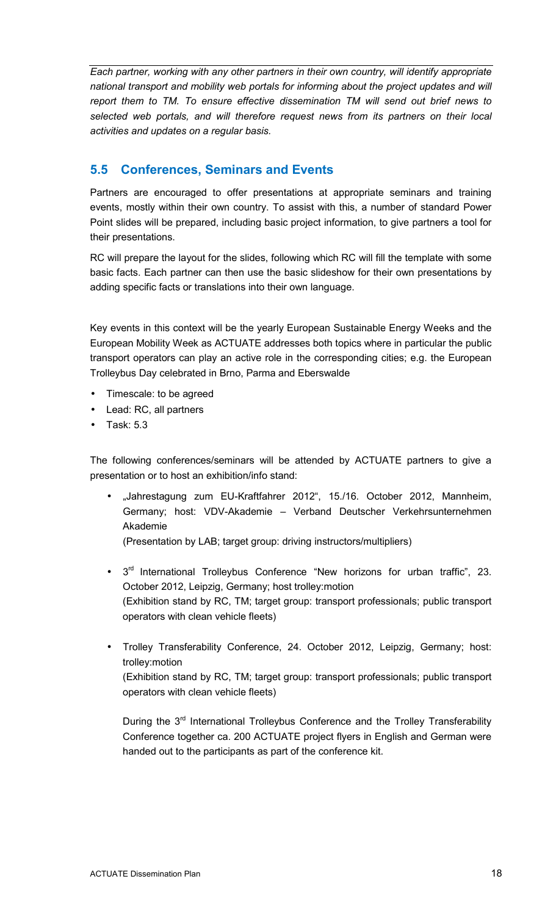*Each partner, working with any other partners in their own country, will identify appropriate national transport and mobility web portals for informing about the project updates and will report them to TM. To ensure effective dissemination TM will send out brief news to selected web portals, and will therefore request news from its partners on their local activities and updates on a regular basis.*

## 5.5 Conferences, Seminars and Events

Partners are encouraged to offer presentations at appropriate seminars and training events, mostly within their own country. To assist with this, a number of standard Power Point slides will be prepared, including basic project information, to give partners a tool for their presentations.

RC will prepare the layout for the slides, following which RC will fill the template with some basic facts. Each partner can then use the basic slideshow for their own presentations by adding specific facts or translations into their own language.

Key events in this context will be the yearly European Sustainable Energy Weeks and the European Mobility Week as ACTUATE addresses both topics where in particular the public transport operators can play an active role in the corresponding cities; e.g. the European Trolleybus Day celebrated in Brno, Parma and Eberswalde

- Timescale: to be agreed
- Lead: RC, all partners
- Task: 5.3

The following conferences/seminars will be attended by ACTUATE partners to give a presentation or to host an exhibition/info stand:

- „Jahrestagung zum EU-Kraftfahrer 2012", 15./16. October 2012, Mannheim, Germany; host: VDV-Akademie – Verband Deutscher Verkehrsunternehmen Akademie
  (Presentation by LAB; target group: driving instructors/multipliers)

- 3rd International Trolleybus Conference "New horizons for urban traffic", 23. October 2012, Leipzig, Germany; host trolley:motion
  (Exhibition stand by RC, TM; target group: transport professionals; public transport operators with clean vehicle fleets)

- Trolley Transferability Conference, 24. October 2012, Leipzig, Germany; host: trolley:motion
  (Exhibition stand by RC, TM; target group: transport professionals; public transport operators with clean vehicle fleets)

  During the 3rd International Trolleybus Conference and the Trolley Transferability Conference together ca. 200 ACTUATE project flyers in English and German were handed out to the participants as part of the conference kit.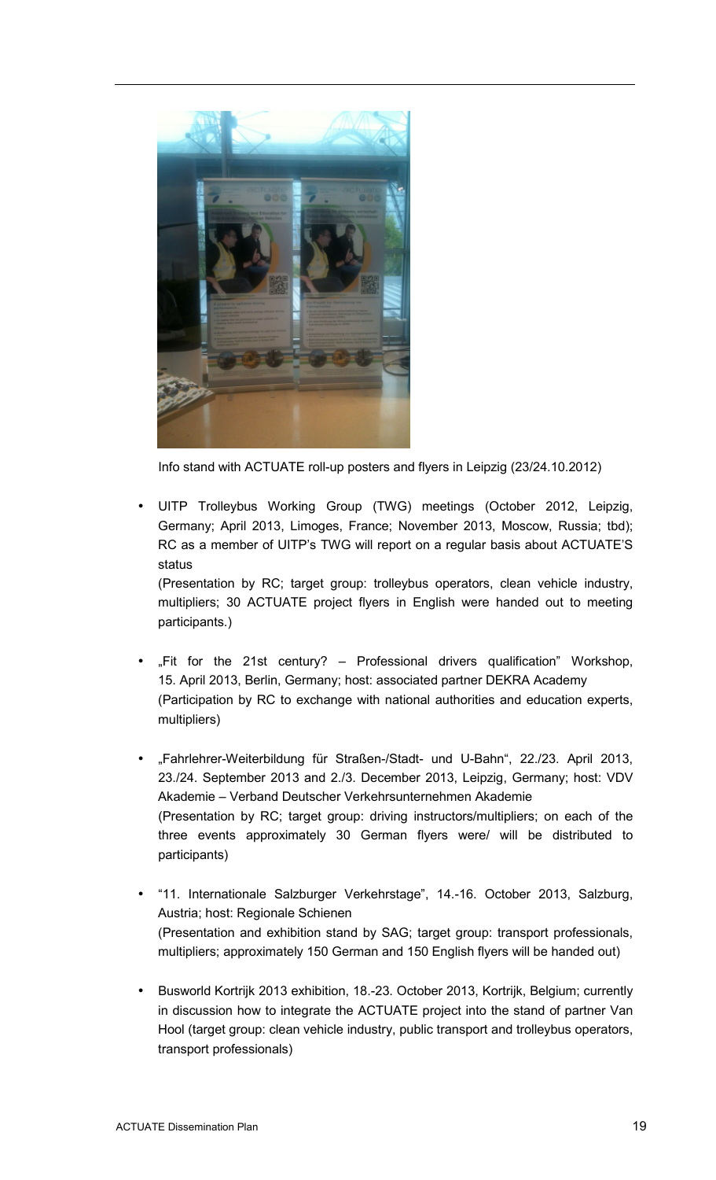Info stand with ACTUATE roll-up posters and flyers in Leipzig (23/24.10.2012)

- UITP Trolleybus Working Group (TWG) meetings (October 2012, Leipzig, Germany; April 2013, Limoges, France; November 2013, Moscow, Russia; tbd); RC as a member of UITP's TWG will report on a regular basis about ACTUATE'S status
  (Presentation by RC; target group: trolleybus operators, clean vehicle industry, multipliers; 30 ACTUATE project flyers in English were handed out to meeting participants.)

- „Fit for the 21st century? – Professional drivers qualification" Workshop, 15. April 2013, Berlin, Germany; host: associated partner DEKRA Academy
  (Participation by RC to exchange with national authorities and education experts, multipliers)

- „Fahrlehrer-Weiterbildung für Straßen-/Stadt- und U-Bahn", 22./23. April 2013, 23./24. September 2013 and 2./3. December 2013, Leipzig, Germany; host: VDV Akademie – Verband Deutscher Verkehrsunternehmen Akademie
  (Presentation by RC; target group: driving instructors/multipliers; on each of the three events approximately 30 German flyers were/ will be distributed to participants)

- "11. Internationale Salzburger Verkehrstage", 14.-16. October 2013, Salzburg, Austria; host: Regionale Schienen
  (Presentation and exhibition stand by SAG; target group: transport professionals, multipliers; approximately 150 German and 150 English flyers will be handed out)

- Busworld Kortrijk 2013 exhibition, 18.-23. October 2013, Kortrijk, Belgium; currently in discussion how to integrate the ACTUATE project into the stand of partner Van Hool (target group: clean vehicle industry, public transport and trolleybus operators, transport professionals)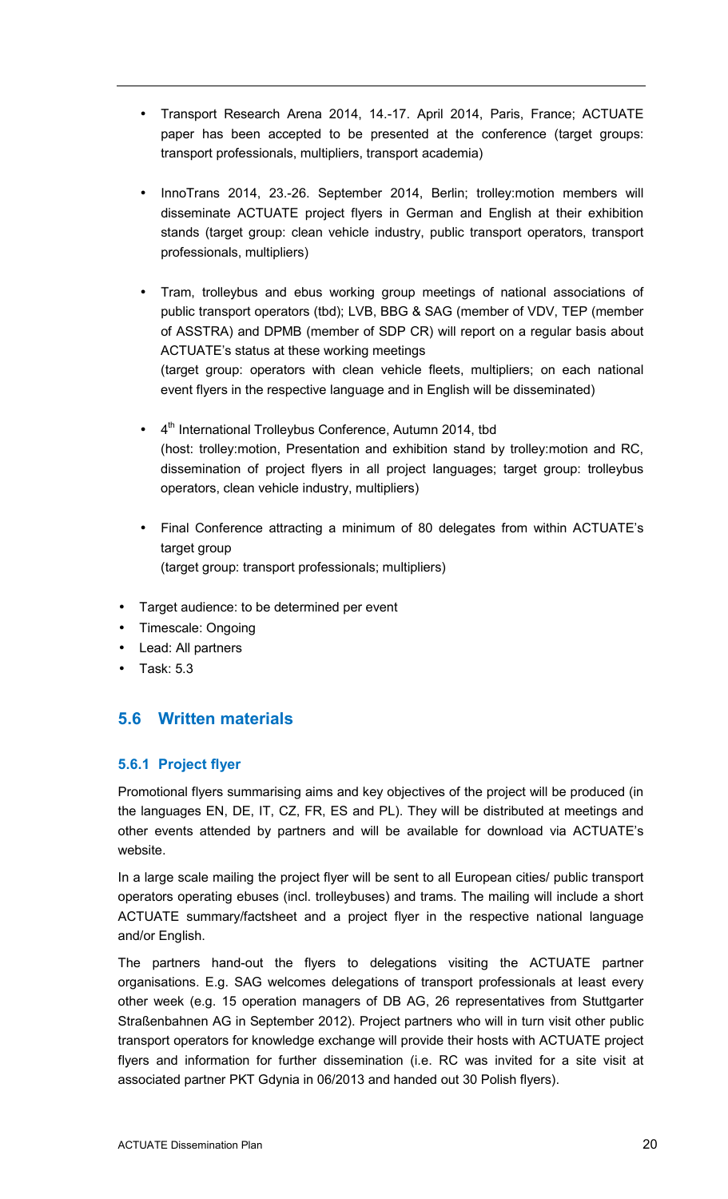- Transport Research Arena 2014, 14.-17. April 2014, Paris, France; ACTUATE paper has been accepted to be presented at the conference (target groups: transport professionals, multipliers, transport academia)

- InnoTrans 2014, 23.-26. September 2014, Berlin; trolley:motion members will disseminate ACTUATE project flyers in German and English at their exhibition stands (target group: clean vehicle industry, public transport operators, transport professionals, multipliers)

- Tram, trolleybus and ebus working group meetings of national associations of public transport operators (tbd); LVB, BBG & SAG (member of VDV, TEP (member of ASSTRA) and DPMB (member of SDP CR) will report on a regular basis about ACTUATE's status at these working meetings
  (target group: operators with clean vehicle fleets, multipliers; on each national event flyers in the respective language and in English will be disseminated)

- 4th International Trolleybus Conference, Autumn 2014, tbd
  (host: trolley:motion, Presentation and exhibition stand by trolley:motion and RC, dissemination of project flyers in all project languages; target group: trolleybus operators, clean vehicle industry, multipliers)

- Final Conference attracting a minimum of 80 delegates from within ACTUATE's target group
  (target group: transport professionals; multipliers)

- Target audience: to be determined per event
- Timescale: Ongoing
- Lead: All partners
- Task: 5.3

## 5.6 Written materials

### 5.6.1 Project flyer

Promotional flyers summarising aims and key objectives of the project will be produced (in the languages EN, DE, IT, CZ, FR, ES and PL). They will be distributed at meetings and other events attended by partners and will be available for download via ACTUATE's website.

In a large scale mailing the project flyer will be sent to all European cities/ public transport operators operating ebuses (incl. trolleybuses) and trams. The mailing will include a short ACTUATE summary/factsheet and a project flyer in the respective national language and/or English.

The partners hand-out the flyers to delegations visiting the ACTUATE partner organisations. E.g. SAG welcomes delegations of transport professionals at least every other week (e.g. 15 operation managers of DB AG, 26 representatives from Stuttgarter Straßenbahnen AG in September 2012). Project partners who will in turn visit other public transport operators for knowledge exchange will provide their hosts with ACTUATE project flyers and information for further dissemination (i.e. RC was invited for a site visit at associated partner PKT Gdynia in 06/2013 and handed out 30 Polish flyers).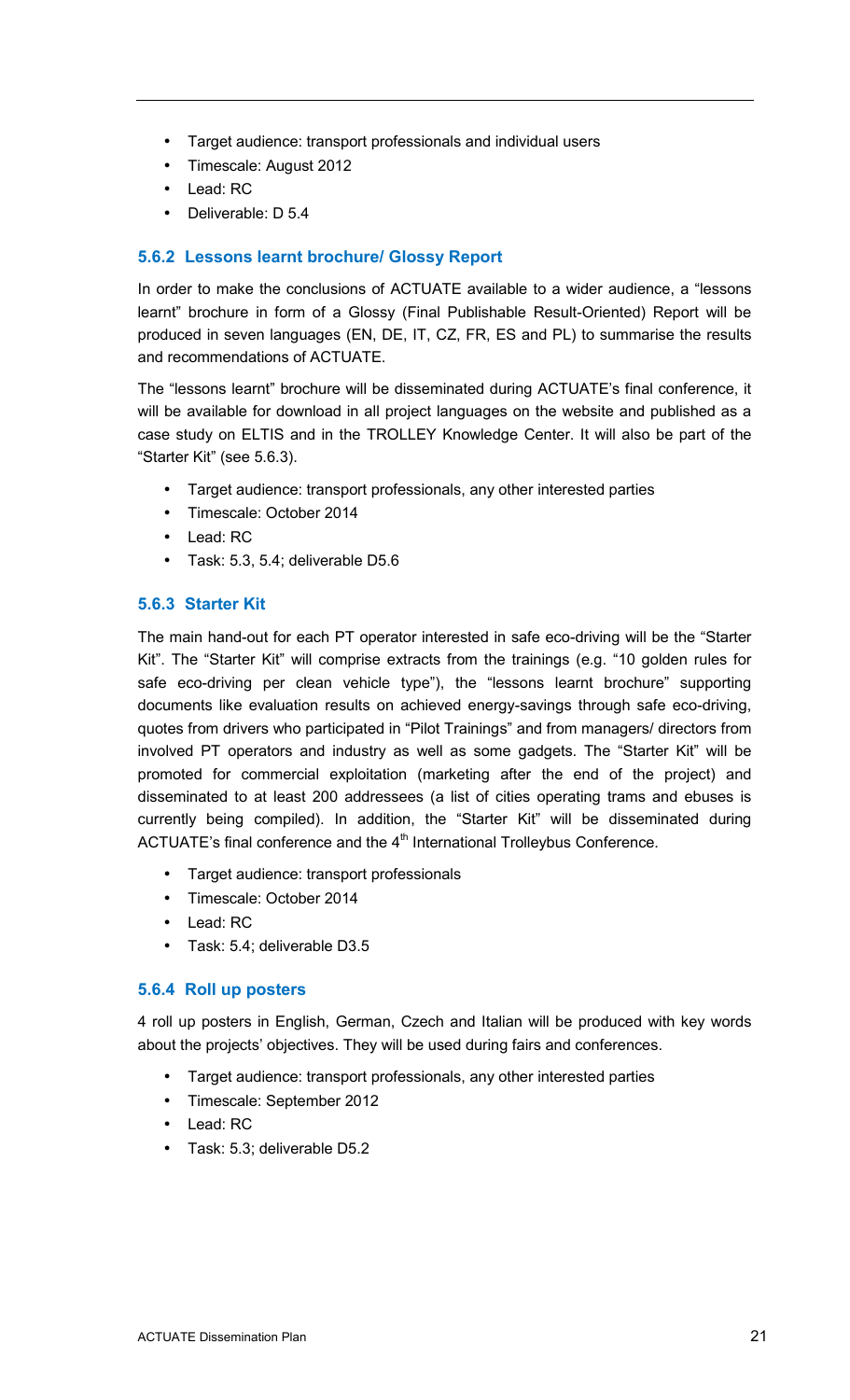- Target audience: transport professionals and individual users
- Timescale: August 2012
- Lead: RC
- Deliverable: D 5.4

### 5.6.2 Lessons learnt brochure/ Glossy Report

In order to make the conclusions of ACTUATE available to a wider audience, a "lessons learnt" brochure in form of a Glossy (Final Publishable Result-Oriented) Report will be produced in seven languages (EN, DE, IT, CZ, FR, ES and PL) to summarise the results and recommendations of ACTUATE.

The "lessons learnt" brochure will be disseminated during ACTUATE's final conference, it will be available for download in all project languages on the website and published as a case study on ELTIS and in the TROLLEY Knowledge Center. It will also be part of the "Starter Kit" (see 5.6.3).

- Target audience: transport professionals, any other interested parties
- Timescale: October 2014
- Lead: RC
- Task: 5.3, 5.4; deliverable D5.6

### 5.6.3 Starter Kit

The main hand-out for each PT operator interested in safe eco-driving will be the "Starter Kit". The "Starter Kit" will comprise extracts from the trainings (e.g. "10 golden rules for safe eco-driving per clean vehicle type"), the "lessons learnt brochure" supporting documents like evaluation results on achieved energy-savings through safe eco-driving, quotes from drivers who participated in "Pilot Trainings" and from managers/ directors from involved PT operators and industry as well as some gadgets. The "Starter Kit" will be promoted for commercial exploitation (marketing after the end of the project) and disseminated to at least 200 addressees (a list of cities operating trams and ebuses is currently being compiled). In addition, the "Starter Kit" will be disseminated during ACTUATE's final conference and the 4th International Trolleybus Conference.

- Target audience: transport professionals
- Timescale: October 2014
- Lead: RC
- Task: 5.4; deliverable D3.5

### 5.6.4 Roll up posters

4 roll up posters in English, German, Czech and Italian will be produced with key words about the projects' objectives. They will be used during fairs and conferences.

- Target audience: transport professionals, any other interested parties
- Timescale: September 2012
- Lead: RC
- Task: 5.3; deliverable D5.2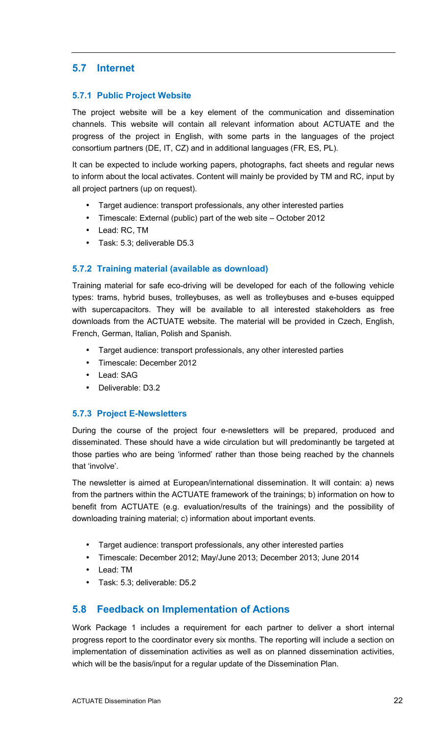## 5.7 Internet

### 5.7.1 Public Project Website

The project website will be a key element of the communication and dissemination channels. This website will contain all relevant information about ACTUATE and the progress of the project in English, with some parts in the languages of the project consortium partners (DE, IT, CZ) and in additional languages (FR, ES, PL).

It can be expected to include working papers, photographs, fact sheets and regular news to inform about the local activates. Content will mainly be provided by TM and RC, input by all project partners (up on request).

- Target audience: transport professionals, any other interested parties
- Timescale: External (public) part of the web site – October 2012
- Lead: RC, TM
- Task: 5.3; deliverable D5.3

### 5.7.2 Training material (available as download)

Training material for safe eco-driving will be developed for each of the following vehicle types: trams, hybrid buses, trolleybuses, as well as trolleybuses and e-buses equipped with supercapacitors. They will be available to all interested stakeholders as free downloads from the ACTUATE website. The material will be provided in Czech, English, French, German, Italian, Polish and Spanish.

- Target audience: transport professionals, any other interested parties
- Timescale: December 2012
- Lead: SAG
- Deliverable: D3.2

### 5.7.3 Project E-Newsletters

During the course of the project four e-newsletters will be prepared, produced and disseminated. These should have a wide circulation but will predominantly be targeted at those parties who are being 'informed' rather than those being reached by the channels that 'involve'.

The newsletter is aimed at European/international dissemination. It will contain: a) news from the partners within the ACTUATE framework of the trainings; b) information on how to benefit from ACTUATE (e.g. evaluation/results of the trainings) and the possibility of downloading training material; c) information about important events.

- Target audience: transport professionals, any other interested parties
- Timescale: December 2012; May/June 2013; December 2013; June 2014
- Lead: TM
- Task: 5.3; deliverable: D5.2

## 5.8 Feedback on Implementation of Actions

Work Package 1 includes a requirement for each partner to deliver a short internal progress report to the coordinator every six months. The reporting will include a section on implementation of dissemination activities as well as on planned dissemination activities, which will be the basis/input for a regular update of the Dissemination Plan.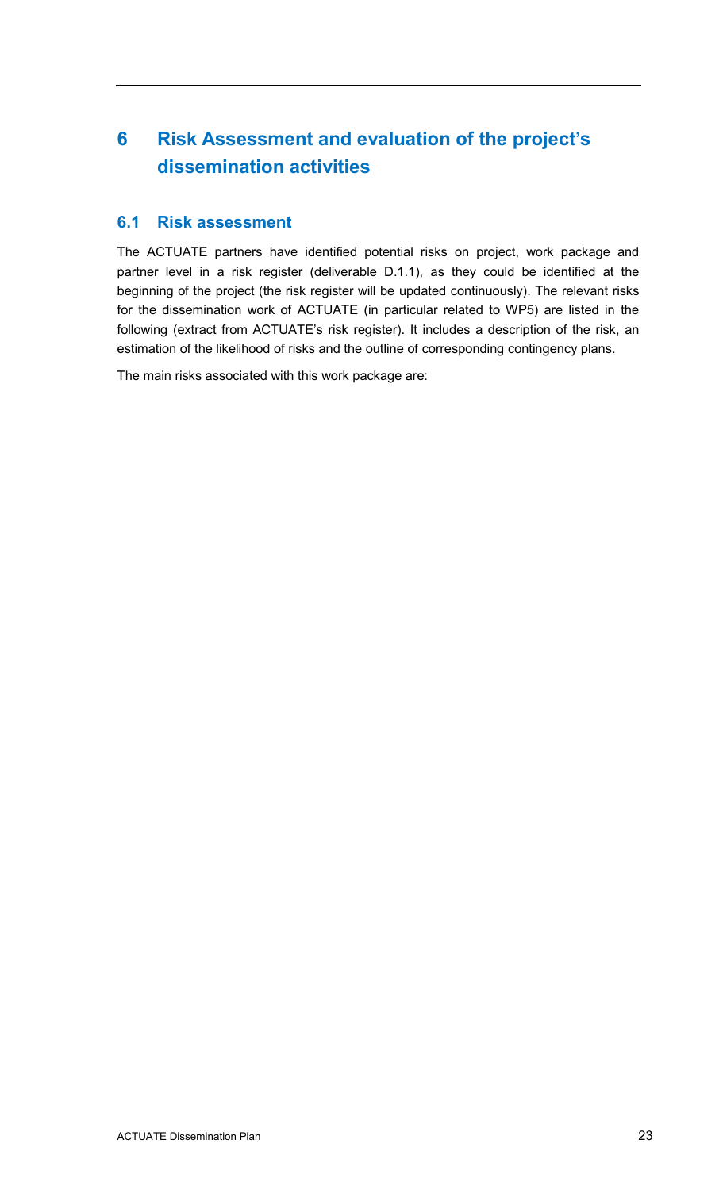# 6 Risk Assessment and evaluation of the project's dissemination activities

## 6.1 Risk assessment

The ACTUATE partners have identified potential risks on project, work package and partner level in a risk register (deliverable D.1.1), as they could be identified at the beginning of the project (the risk register will be updated continuously). The relevant risks for the dissemination work of ACTUATE (in particular related to WP5) are listed in the following (extract from ACTUATE's risk register). It includes a description of the risk, an estimation of the likelihood of risks and the outline of corresponding contingency plans.

The main risks associated with this work package are: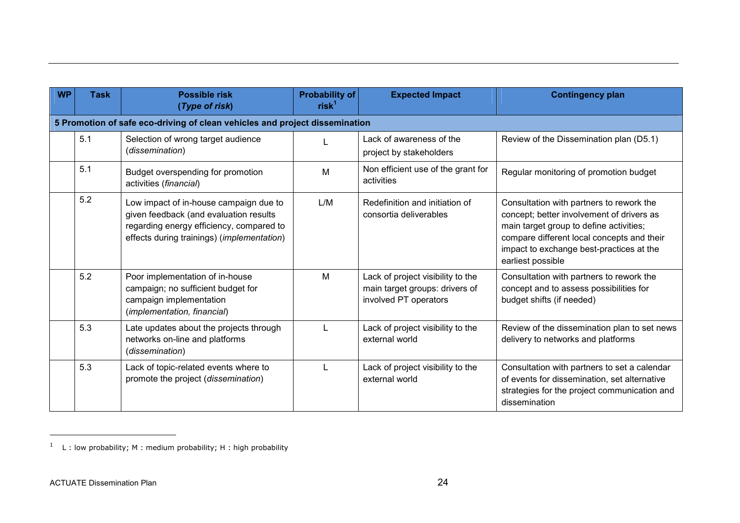| WP | Task | Possible risk (*Type of risk*) | Probability of risk[1] | Expected Impact | Contingency plan |
|---|---|---|---|---|---|
| **5 Promotion of safe eco-driving of clean vehicles and project dissemination** | | | | | |
| | 5.1 | Selection of wrong target audience (*dissemination*) | L | Lack of awareness of the project by stakeholders | Review of the Dissemination plan (D5.1) |
| | 5.1 | Budget overspending for promotion activities (*financial*) | M | Non efficient use of the grant for activities | Regular monitoring of promotion budget |
| | 5.2 | Low impact of in-house campaign due to given feedback (and evaluation results regarding energy efficiency, compared to effects during trainings) (*implementation*) | L/M | Redefinition and initiation of consortia deliverables | Consultation with partners to rework the concept; better involvement of drivers as main target group to define activities; compare different local concepts and their impact to exchange best-practices at the earliest possible |
| | 5.2 | Poor implementation of in-house campaign; no sufficient budget for campaign implementation (*implementation, financial*) | M | Lack of project visibility to the main target groups: drivers of involved PT operators | Consultation with partners to rework the concept and to assess possibilities for budget shifts (if needed) |
| | 5.3 | Late updates about the projects through networks on-line and platforms (*dissemination*) | L | Lack of project visibility to the external world | Review of the dissemination plan to set news delivery to networks and platforms |
| | 5.3 | Lack of topic-related events where to promote the project (*dissemination*) | L | Lack of project visibility to the external world | Consultation with partners to set a calendar of events for dissemination, set alternative strategies for the project communication and dissemination |

[1] L : low probability; M : medium probability; H : high probability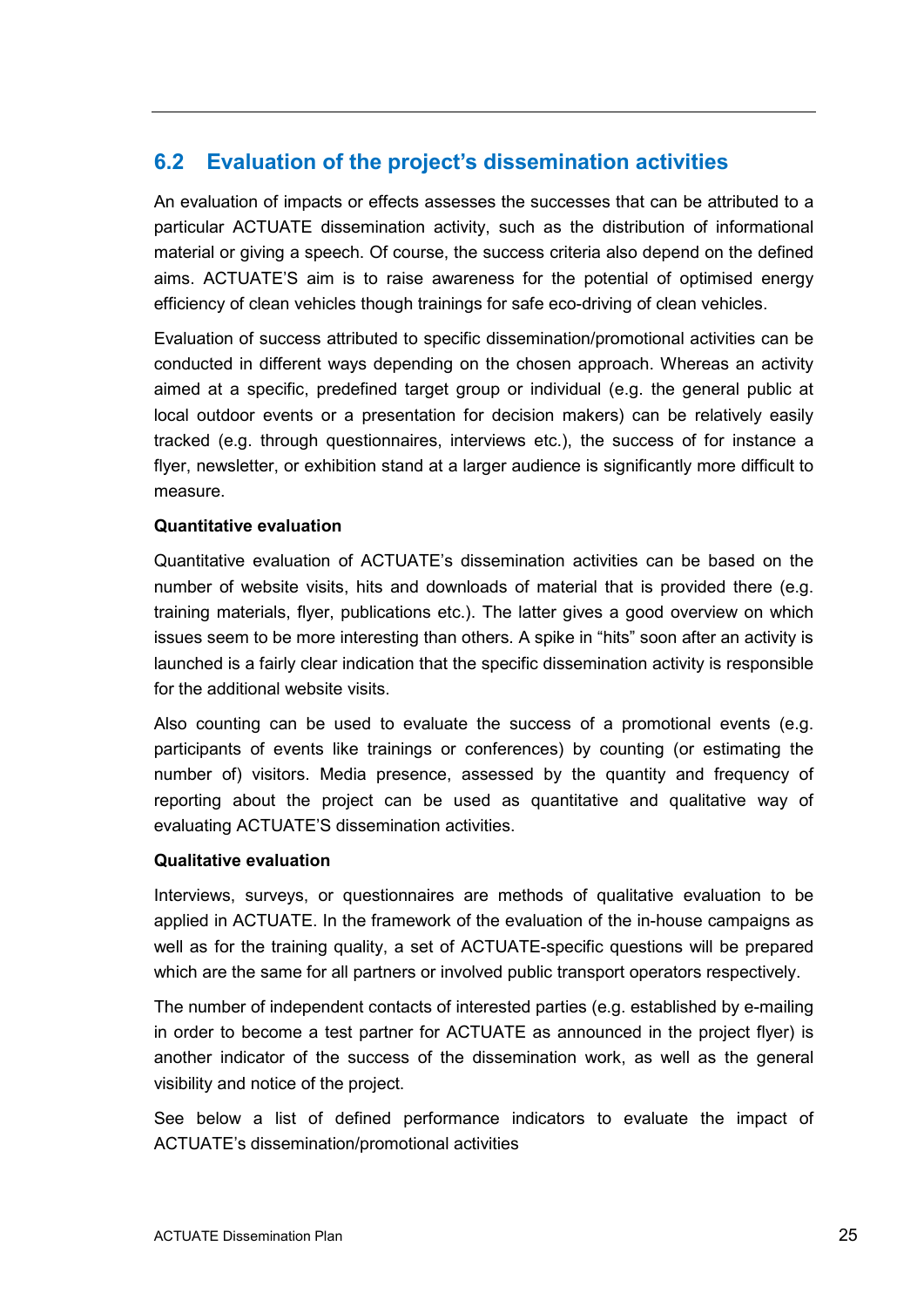## 6.2 Evaluation of the project's dissemination activities

An evaluation of impacts or effects assesses the successes that can be attributed to a particular ACTUATE dissemination activity, such as the distribution of informational material or giving a speech. Of course, the success criteria also depend on the defined aims. ACTUATE'S aim is to raise awareness for the potential of optimised energy efficiency of clean vehicles though trainings for safe eco-driving of clean vehicles.

Evaluation of success attributed to specific dissemination/promotional activities can be conducted in different ways depending on the chosen approach. Whereas an activity aimed at a specific, predefined target group or individual (e.g. the general public at local outdoor events or a presentation for decision makers) can be relatively easily tracked (e.g. through questionnaires, interviews etc.), the success of for instance a flyer, newsletter, or exhibition stand at a larger audience is significantly more difficult to measure.

**Quantitative evaluation**

Quantitative evaluation of ACTUATE's dissemination activities can be based on the number of website visits, hits and downloads of material that is provided there (e.g. training materials, flyer, publications etc.). The latter gives a good overview on which issues seem to be more interesting than others. A spike in "hits" soon after an activity is launched is a fairly clear indication that the specific dissemination activity is responsible for the additional website visits.

Also counting can be used to evaluate the success of a promotional events (e.g. participants of events like trainings or conferences) by counting (or estimating the number of) visitors. Media presence, assessed by the quantity and frequency of reporting about the project can be used as quantitative and qualitative way of evaluating ACTUATE'S dissemination activities.

**Qualitative evaluation**

Interviews, surveys, or questionnaires are methods of qualitative evaluation to be applied in ACTUATE. In the framework of the evaluation of the in-house campaigns as well as for the training quality, a set of ACTUATE-specific questions will be prepared which are the same for all partners or involved public transport operators respectively.

The number of independent contacts of interested parties (e.g. established by e-mailing in order to become a test partner for ACTUATE as announced in the project flyer) is another indicator of the success of the dissemination work, as well as the general visibility and notice of the project.

See below a list of defined performance indicators to evaluate the impact of ACTUATE's dissemination/promotional activities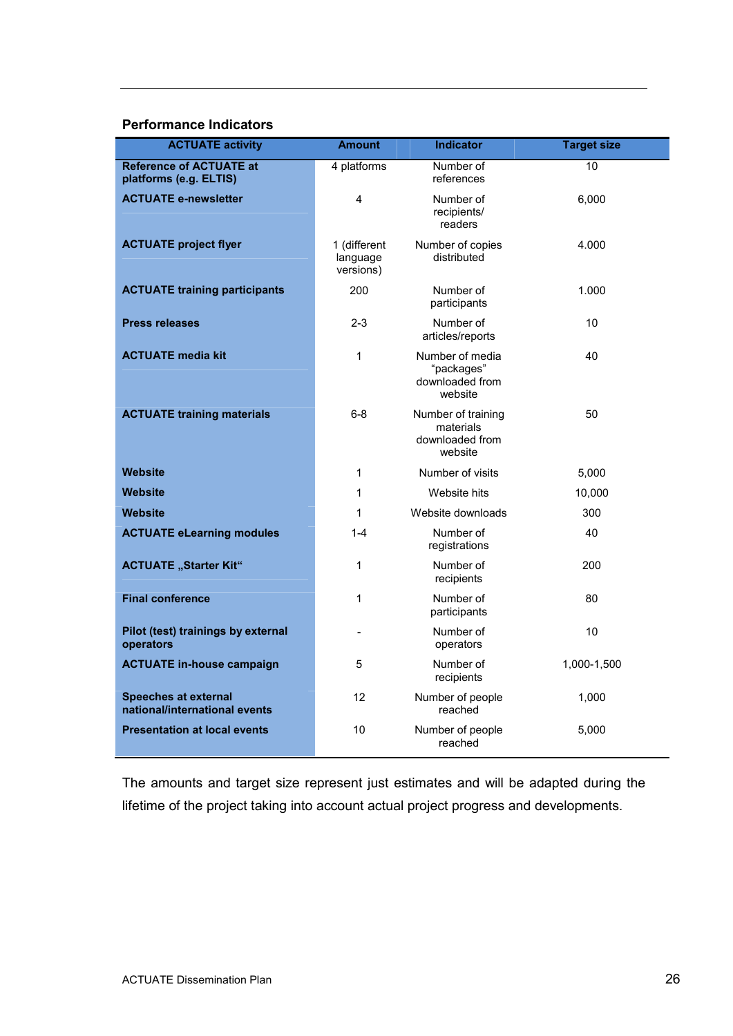**Performance Indicators**

| ACTUATE activity | Amount | Indicator | Target size |
|---|---|---|---|
| **Reference of ACTUATE at platforms (e.g. ELTIS)** | 4 platforms | Number of references | 10 |
| **ACTUATE e-newsletter** | 4 | Number of recipients/ readers | 6,000 |
| **ACTUATE project flyer** | 1 (different language versions) | Number of copies distributed | 4.000 |
| **ACTUATE training participants** | 200 | Number of participants | 1.000 |
| **Press releases** | 2-3 | Number of articles/reports | 10 |
| **ACTUATE media kit** | 1 | Number of media "packages" downloaded from website | 40 |
| **ACTUATE training materials** | 6-8 | Number of training materials downloaded from website | 50 |
| **Website** | 1 | Number of visits | 5,000 |
| **Website** | 1 | Website hits | 10,000 |
| **Website** | 1 | Website downloads | 300 |
| **ACTUATE eLearning modules** | 1-4 | Number of registrations | 40 |
| **ACTUATE „Starter Kit"** | 1 | Number of recipients | 200 |
| **Final conference** | 1 | Number of participants | 80 |
| **Pilot (test) trainings by external operators** | - | Number of operators | 10 |
| **ACTUATE in-house campaign** | 5 | Number of recipients | 1,000-1,500 |
| **Speeches at external national/international events** | 12 | Number of people reached | 1,000 |
| **Presentation at local events** | 10 | Number of people reached | 5,000 |

The amounts and target size represent just estimates and will be adapted during the lifetime of the project taking into account actual project progress and developments.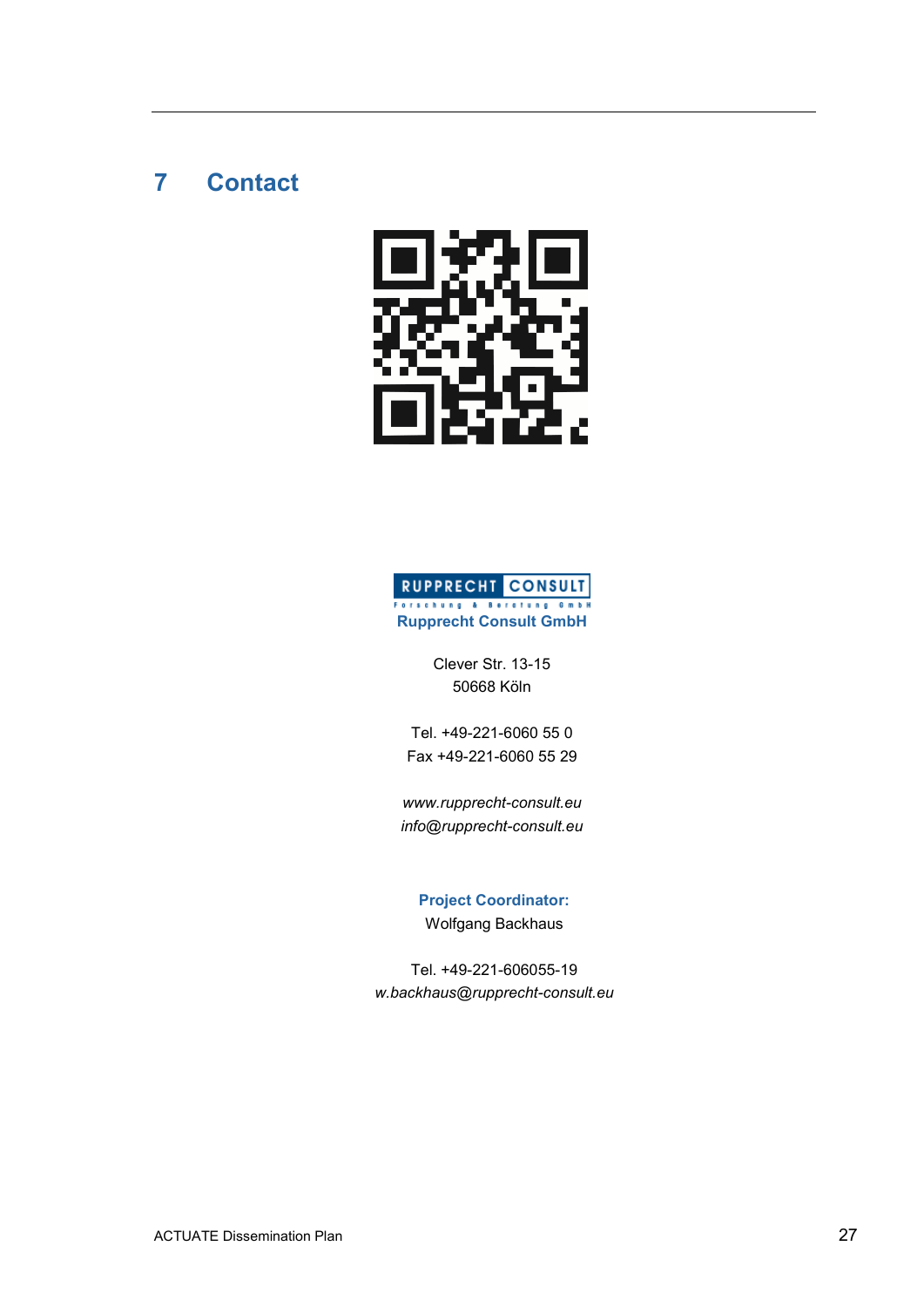# 7 Contact

RUPPRECHT CONSULT

Forschung & Beratung GmbH

**Rupprecht Consult GmbH**

Clever Str. 13-15
50668 Köln

Tel. +49-221-6060 55 0
Fax +49-221-6060 55 29

*www.rupprecht-consult.eu*
*info@rupprecht-consult.eu*

**Project Coordinator:**
Wolfgang Backhaus

Tel. +49-221-606055-19
*w.backhaus@rupprecht-consult.eu*